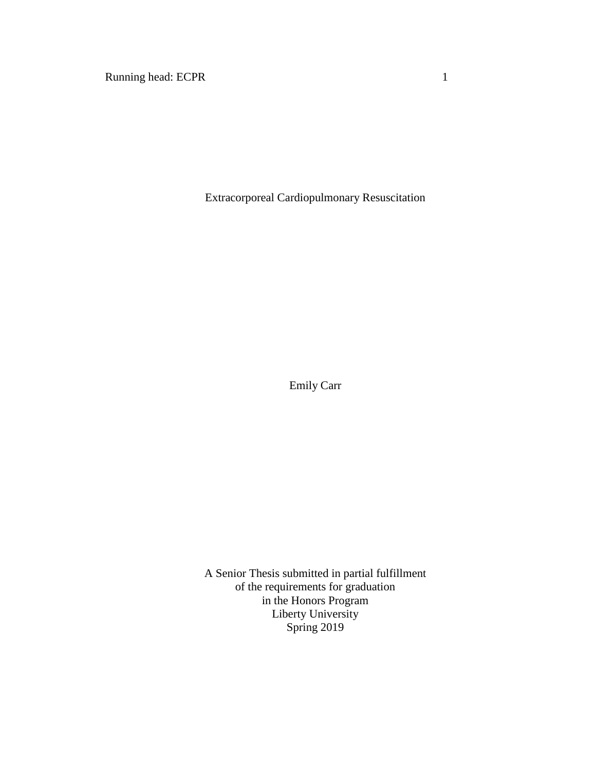# Extracorporeal Cardiopulmonary Resuscitation

Emily Carr

A Senior Thesis submitted in partial fulfillment
of the requirements for graduation
in the Honors Program
Liberty University
Spring 2019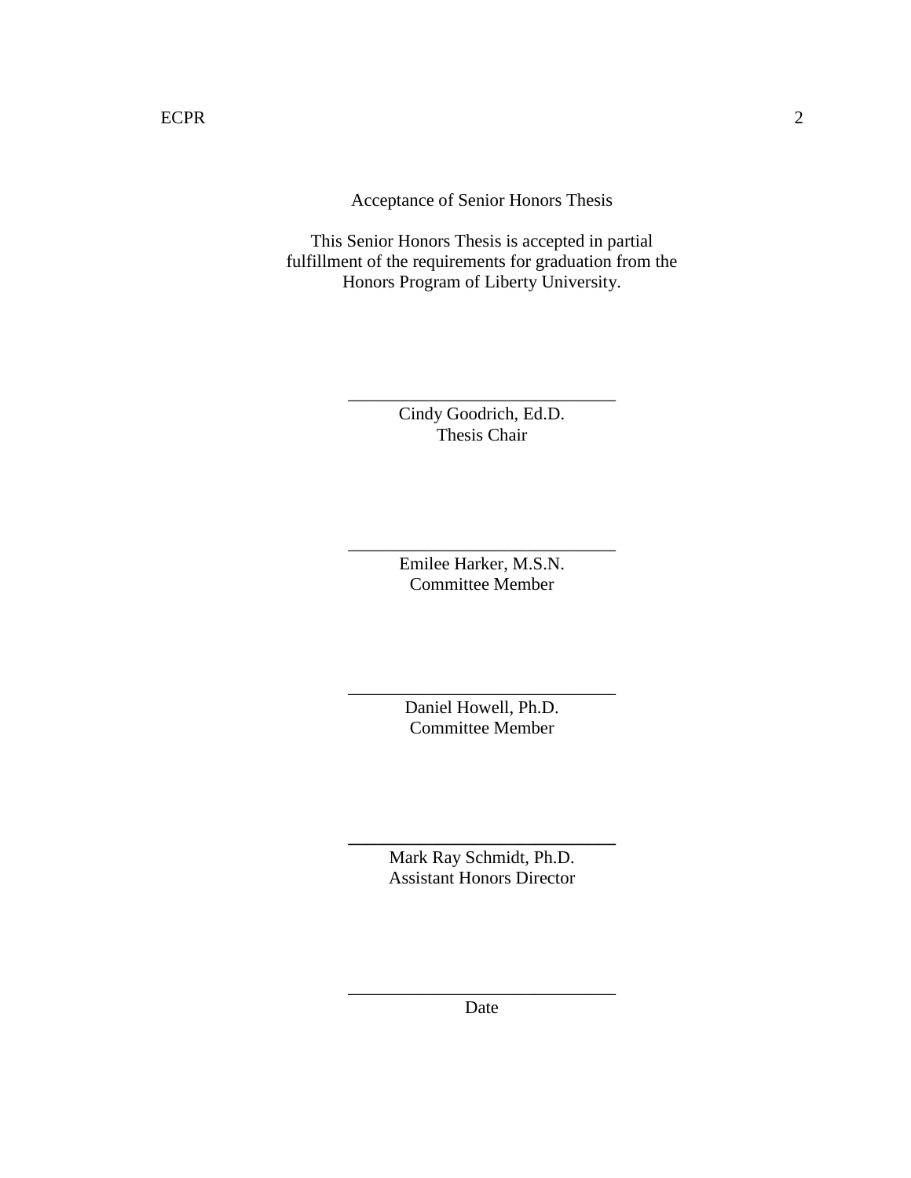Acceptance of Senior Honors Thesis

This Senior Honors Thesis is accepted in partial fulfillment of the requirements for graduation from the Honors Program of Liberty University.

______________________________
Cindy Goodrich, Ed.D.
Thesis Chair

______________________________
Emilee Harker, M.S.N.
Committee Member

______________________________
Daniel Howell, Ph.D.
Committee Member

______________________________
Mark Ray Schmidt, Ph.D.
Assistant Honors Director

______________________________
Date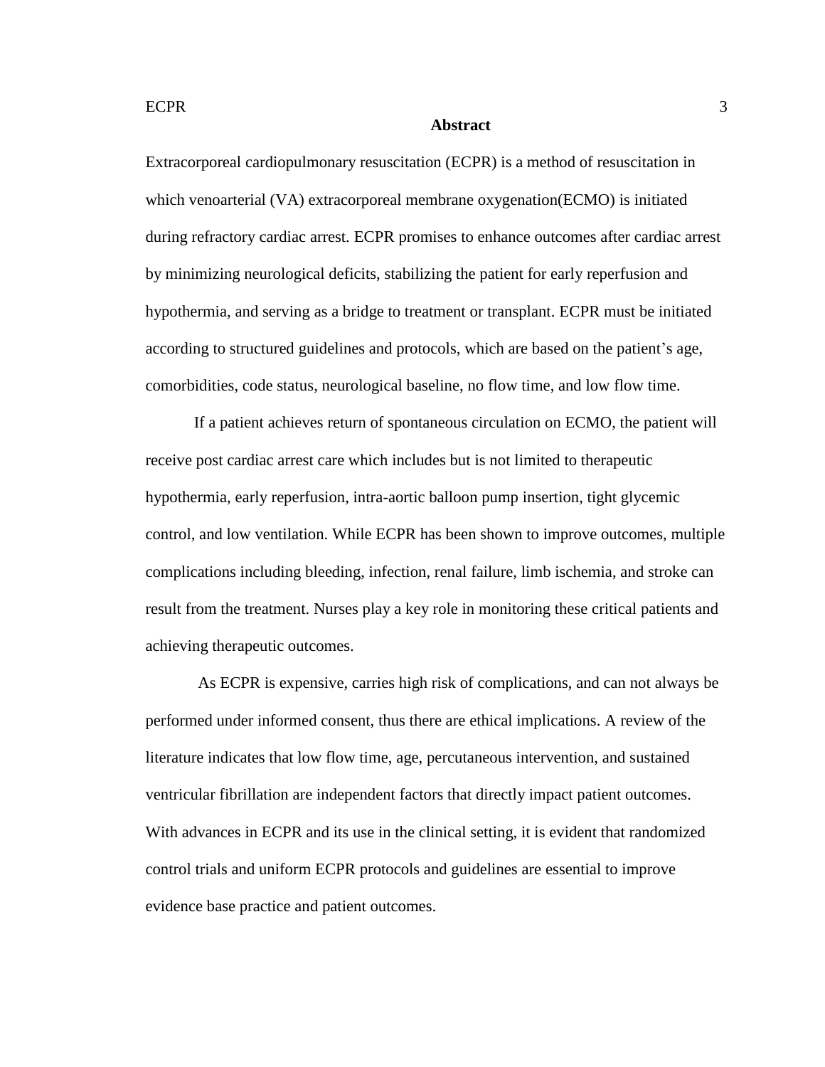**Abstract**

Extracorporeal cardiopulmonary resuscitation (ECPR) is a method of resuscitation in which venoarterial (VA) extracorporeal membrane oxygenation(ECMO) is initiated during refractory cardiac arrest. ECPR promises to enhance outcomes after cardiac arrest by minimizing neurological deficits, stabilizing the patient for early reperfusion and hypothermia, and serving as a bridge to treatment or transplant. ECPR must be initiated according to structured guidelines and protocols, which are based on the patient's age, comorbidities, code status, neurological baseline, no flow time, and low flow time.

If a patient achieves return of spontaneous circulation on ECMO, the patient will receive post cardiac arrest care which includes but is not limited to therapeutic hypothermia, early reperfusion, intra-aortic balloon pump insertion, tight glycemic control, and low ventilation. While ECPR has been shown to improve outcomes, multiple complications including bleeding, infection, renal failure, limb ischemia, and stroke can result from the treatment. Nurses play a key role in monitoring these critical patients and achieving therapeutic outcomes.

As ECPR is expensive, carries high risk of complications, and can not always be performed under informed consent, thus there are ethical implications. A review of the literature indicates that low flow time, age, percutaneous intervention, and sustained ventricular fibrillation are independent factors that directly impact patient outcomes. With advances in ECPR and its use in the clinical setting, it is evident that randomized control trials and uniform ECPR protocols and guidelines are essential to improve evidence base practice and patient outcomes.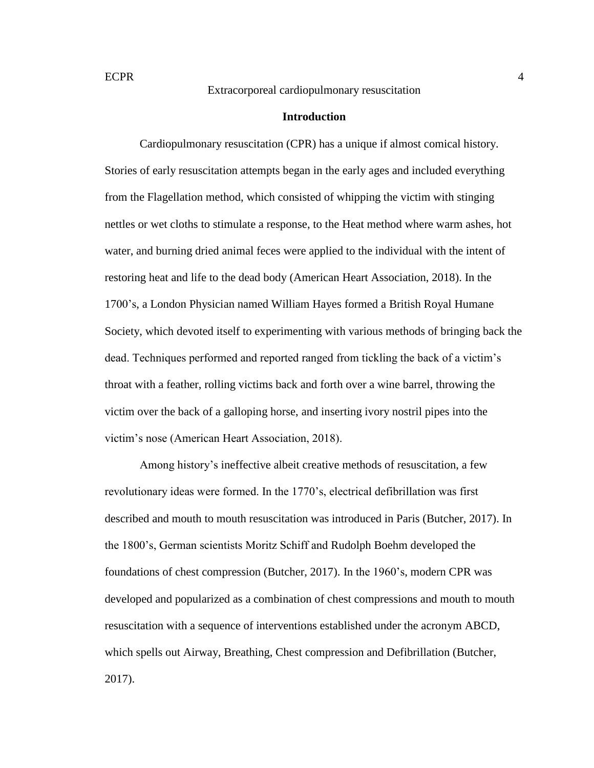Extracorporeal cardiopulmonary resuscitation

## Introduction

Cardiopulmonary resuscitation (CPR) has a unique if almost comical history. Stories of early resuscitation attempts began in the early ages and included everything from the Flagellation method, which consisted of whipping the victim with stinging nettles or wet cloths to stimulate a response, to the Heat method where warm ashes, hot water, and burning dried animal feces were applied to the individual with the intent of restoring heat and life to the dead body (American Heart Association, 2018). In the 1700's, a London Physician named William Hayes formed a British Royal Humane Society, which devoted itself to experimenting with various methods of bringing back the dead. Techniques performed and reported ranged from tickling the back of a victim's throat with a feather, rolling victims back and forth over a wine barrel, throwing the victim over the back of a galloping horse, and inserting ivory nostril pipes into the victim's nose (American Heart Association, 2018).

Among history's ineffective albeit creative methods of resuscitation, a few revolutionary ideas were formed. In the 1770's, electrical defibrillation was first described and mouth to mouth resuscitation was introduced in Paris (Butcher, 2017). In the 1800's, German scientists Moritz Schiff and Rudolph Boehm developed the foundations of chest compression (Butcher, 2017). In the 1960's, modern CPR was developed and popularized as a combination of chest compressions and mouth to mouth resuscitation with a sequence of interventions established under the acronym ABCD, which spells out Airway, Breathing, Chest compression and Defibrillation (Butcher, 2017).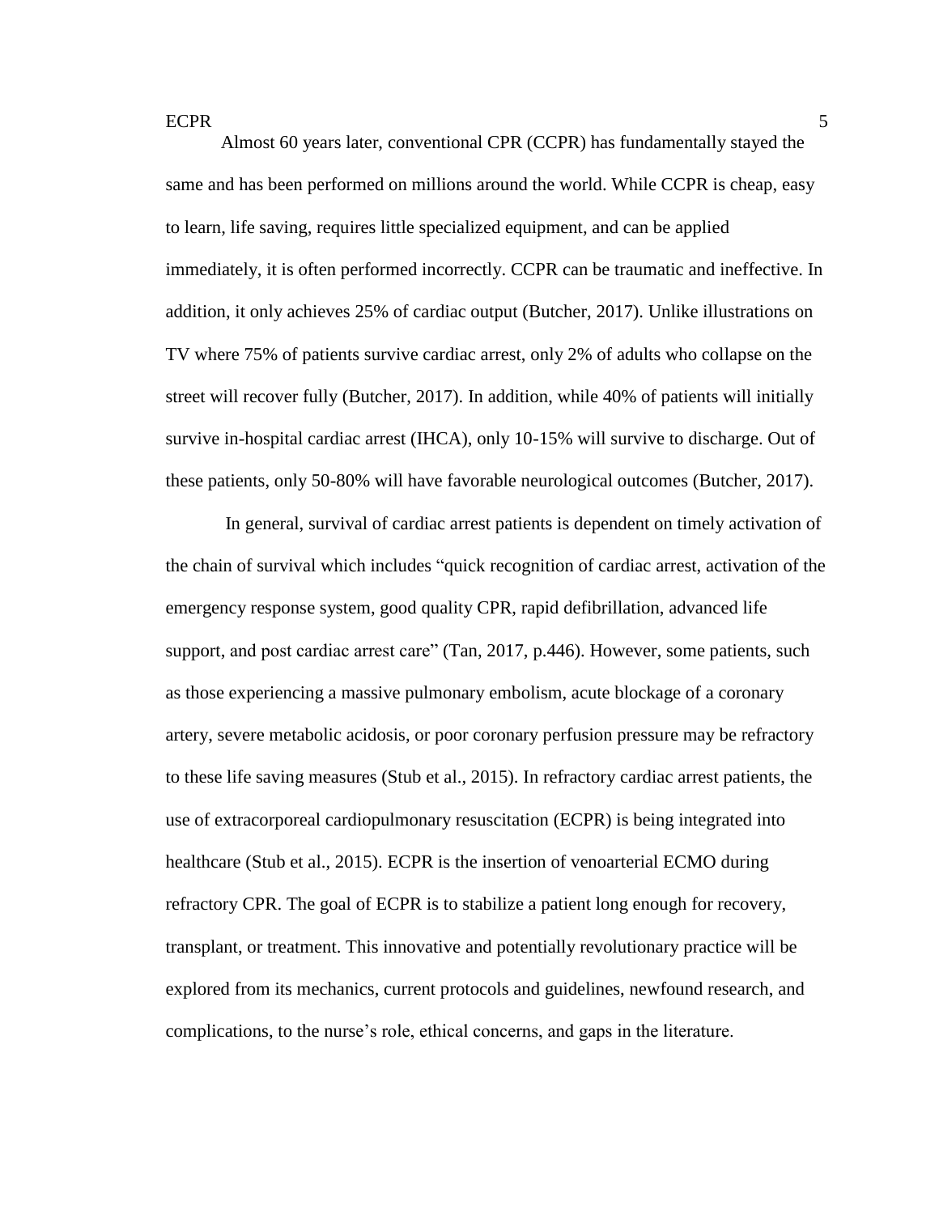Almost 60 years later, conventional CPR (CCPR) has fundamentally stayed the same and has been performed on millions around the world. While CCPR is cheap, easy to learn, life saving, requires little specialized equipment, and can be applied immediately, it is often performed incorrectly. CCPR can be traumatic and ineffective. In addition, it only achieves 25% of cardiac output (Butcher, 2017). Unlike illustrations on TV where 75% of patients survive cardiac arrest, only 2% of adults who collapse on the street will recover fully (Butcher, 2017). In addition, while 40% of patients will initially survive in-hospital cardiac arrest (IHCA), only 10-15% will survive to discharge. Out of these patients, only 50-80% will have favorable neurological outcomes (Butcher, 2017).

In general, survival of cardiac arrest patients is dependent on timely activation of the chain of survival which includes "quick recognition of cardiac arrest, activation of the emergency response system, good quality CPR, rapid defibrillation, advanced life support, and post cardiac arrest care" (Tan, 2017, p.446). However, some patients, such as those experiencing a massive pulmonary embolism, acute blockage of a coronary artery, severe metabolic acidosis, or poor coronary perfusion pressure may be refractory to these life saving measures (Stub et al., 2015). In refractory cardiac arrest patients, the use of extracorporeal cardiopulmonary resuscitation (ECPR) is being integrated into healthcare (Stub et al., 2015). ECPR is the insertion of venoarterial ECMO during refractory CPR. The goal of ECPR is to stabilize a patient long enough for recovery, transplant, or treatment. This innovative and potentially revolutionary practice will be explored from its mechanics, current protocols and guidelines, newfound research, and complications, to the nurse's role, ethical concerns, and gaps in the literature.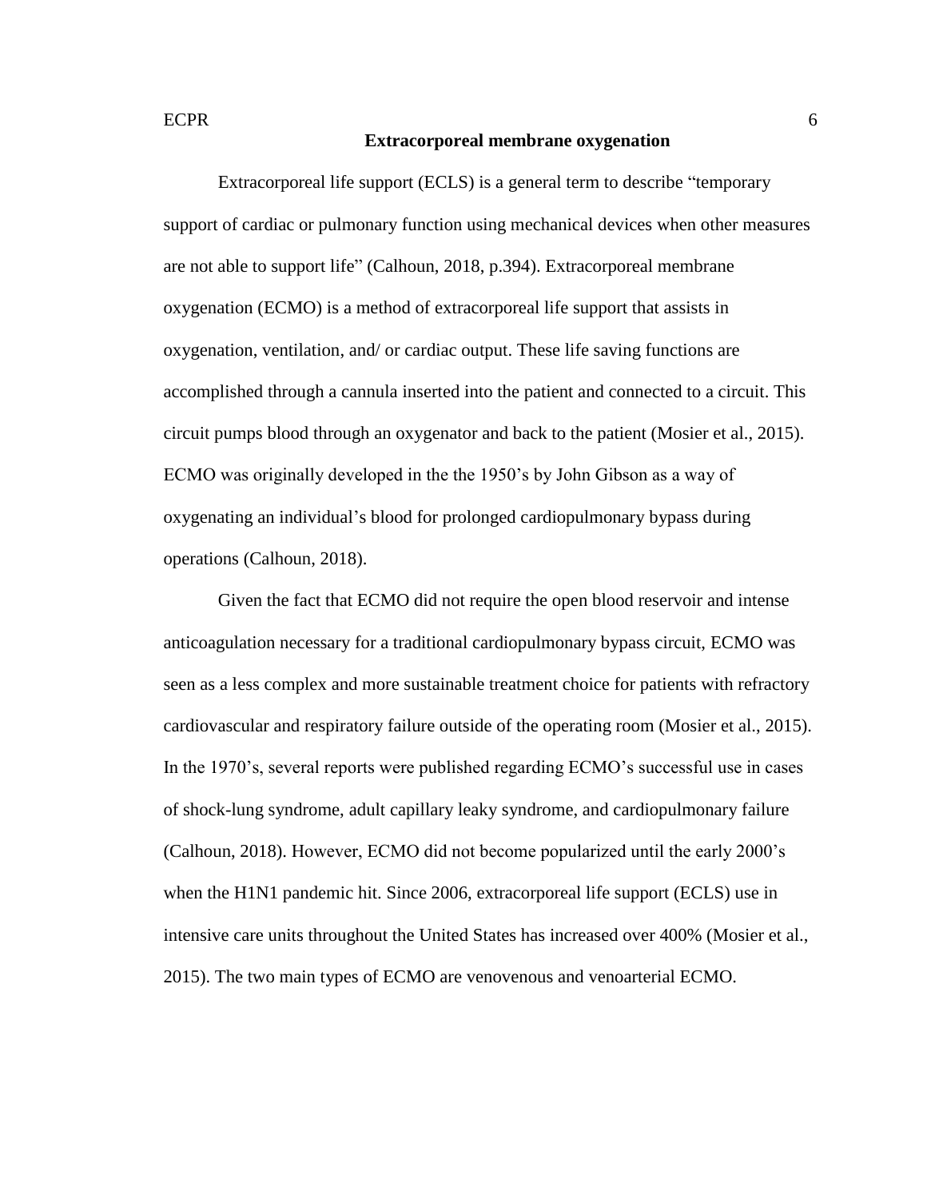## Extracorporeal membrane oxygenation

Extracorporeal life support (ECLS) is a general term to describe "temporary support of cardiac or pulmonary function using mechanical devices when other measures are not able to support life" (Calhoun, 2018, p.394). Extracorporeal membrane oxygenation (ECMO) is a method of extracorporeal life support that assists in oxygenation, ventilation, and/ or cardiac output. These life saving functions are accomplished through a cannula inserted into the patient and connected to a circuit. This circuit pumps blood through an oxygenator and back to the patient (Mosier et al., 2015). ECMO was originally developed in the the 1950's by John Gibson as a way of oxygenating an individual's blood for prolonged cardiopulmonary bypass during operations (Calhoun, 2018).

Given the fact that ECMO did not require the open blood reservoir and intense anticoagulation necessary for a traditional cardiopulmonary bypass circuit, ECMO was seen as a less complex and more sustainable treatment choice for patients with refractory cardiovascular and respiratory failure outside of the operating room (Mosier et al., 2015). In the 1970's, several reports were published regarding ECMO's successful use in cases of shock-lung syndrome, adult capillary leaky syndrome, and cardiopulmonary failure (Calhoun, 2018). However, ECMO did not become popularized until the early 2000's when the H1N1 pandemic hit. Since 2006, extracorporeal life support (ECLS) use in intensive care units throughout the United States has increased over 400% (Mosier et al., 2015). The two main types of ECMO are venovenous and venoarterial ECMO.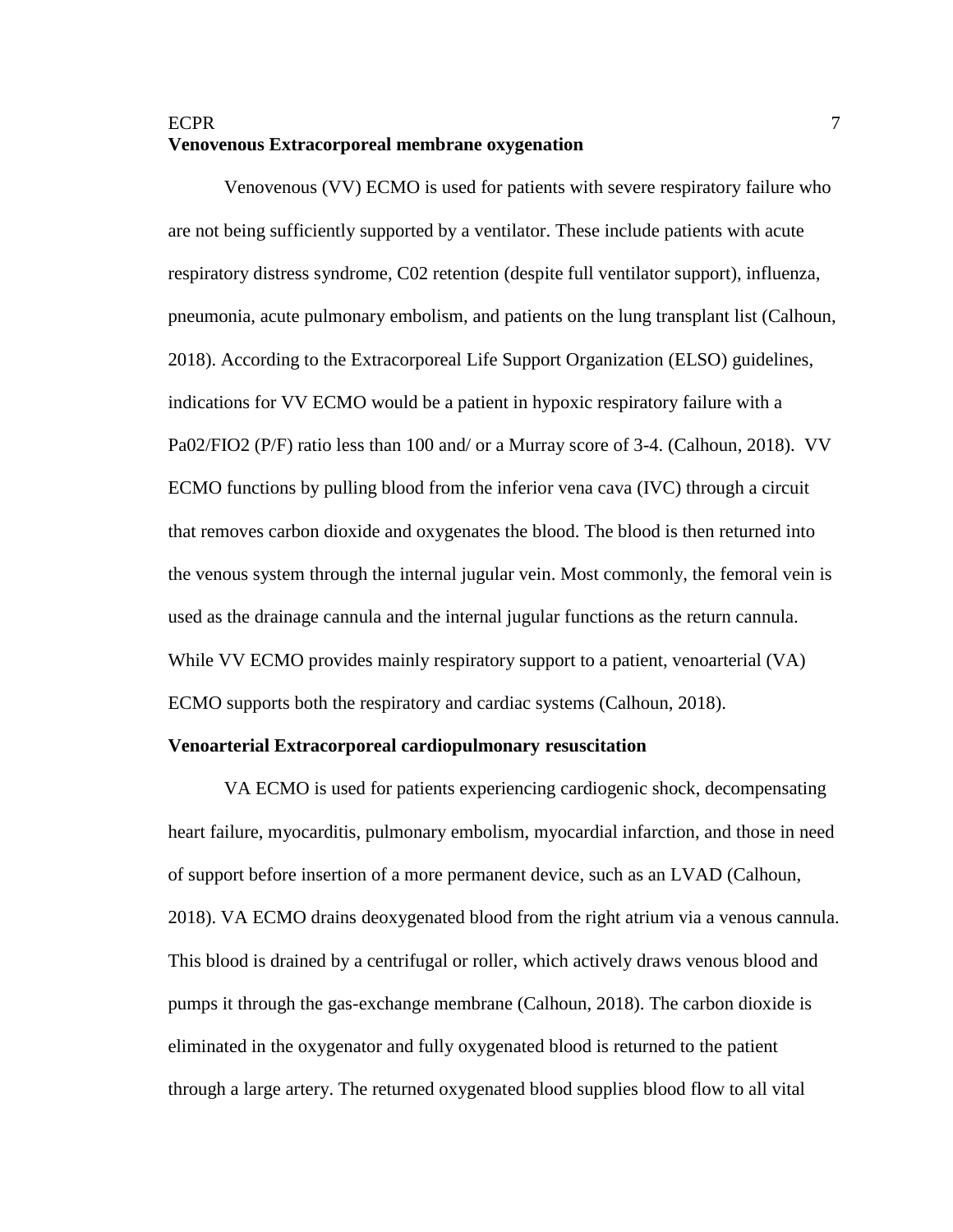**Venovenous Extracorporeal membrane oxygenation**

Venovenous (VV) ECMO is used for patients with severe respiratory failure who are not being sufficiently supported by a ventilator. These include patients with acute respiratory distress syndrome, C02 retention (despite full ventilator support), influenza, pneumonia, acute pulmonary embolism, and patients on the lung transplant list (Calhoun, 2018). According to the Extracorporeal Life Support Organization (ELSO) guidelines, indications for VV ECMO would be a patient in hypoxic respiratory failure with a Pa02/FIO2 (P/F) ratio less than 100 and/ or a Murray score of 3-4. (Calhoun, 2018). VV ECMO functions by pulling blood from the inferior vena cava (IVC) through a circuit that removes carbon dioxide and oxygenates the blood. The blood is then returned into the venous system through the internal jugular vein. Most commonly, the femoral vein is used as the drainage cannula and the internal jugular functions as the return cannula. While VV ECMO provides mainly respiratory support to a patient, venoarterial (VA) ECMO supports both the respiratory and cardiac systems (Calhoun, 2018).

**Venoarterial Extracorporeal cardiopulmonary resuscitation**

VA ECMO is used for patients experiencing cardiogenic shock, decompensating heart failure, myocarditis, pulmonary embolism, myocardial infarction, and those in need of support before insertion of a more permanent device, such as an LVAD (Calhoun, 2018). VA ECMO drains deoxygenated blood from the right atrium via a venous cannula. This blood is drained by a centrifugal or roller, which actively draws venous blood and pumps it through the gas-exchange membrane (Calhoun, 2018). The carbon dioxide is eliminated in the oxygenator and fully oxygenated blood is returned to the patient through a large artery. The returned oxygenated blood supplies blood flow to all vital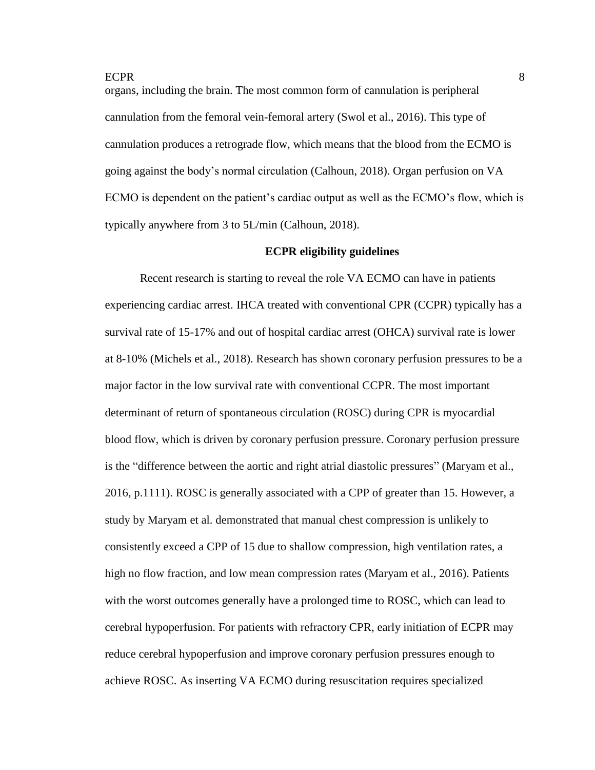organs, including the brain. The most common form of cannulation is peripheral cannulation from the femoral vein-femoral artery (Swol et al., 2016). This type of cannulation produces a retrograde flow, which means that the blood from the ECMO is going against the body's normal circulation (Calhoun, 2018). Organ perfusion on VA ECMO is dependent on the patient's cardiac output as well as the ECMO's flow, which is typically anywhere from 3 to 5L/min (Calhoun, 2018).

## ECPR eligibility guidelines

Recent research is starting to reveal the role VA ECMO can have in patients experiencing cardiac arrest. IHCA treated with conventional CPR (CCPR) typically has a survival rate of 15-17% and out of hospital cardiac arrest (OHCA) survival rate is lower at 8-10% (Michels et al., 2018). Research has shown coronary perfusion pressures to be a major factor in the low survival rate with conventional CCPR. The most important determinant of return of spontaneous circulation (ROSC) during CPR is myocardial blood flow, which is driven by coronary perfusion pressure. Coronary perfusion pressure is the "difference between the aortic and right atrial diastolic pressures" (Maryam et al., 2016, p.1111). ROSC is generally associated with a CPP of greater than 15. However, a study by Maryam et al. demonstrated that manual chest compression is unlikely to consistently exceed a CPP of 15 due to shallow compression, high ventilation rates, a high no flow fraction, and low mean compression rates (Maryam et al., 2016). Patients with the worst outcomes generally have a prolonged time to ROSC, which can lead to cerebral hypoperfusion. For patients with refractory CPR, early initiation of ECPR may reduce cerebral hypoperfusion and improve coronary perfusion pressures enough to achieve ROSC. As inserting VA ECMO during resuscitation requires specialized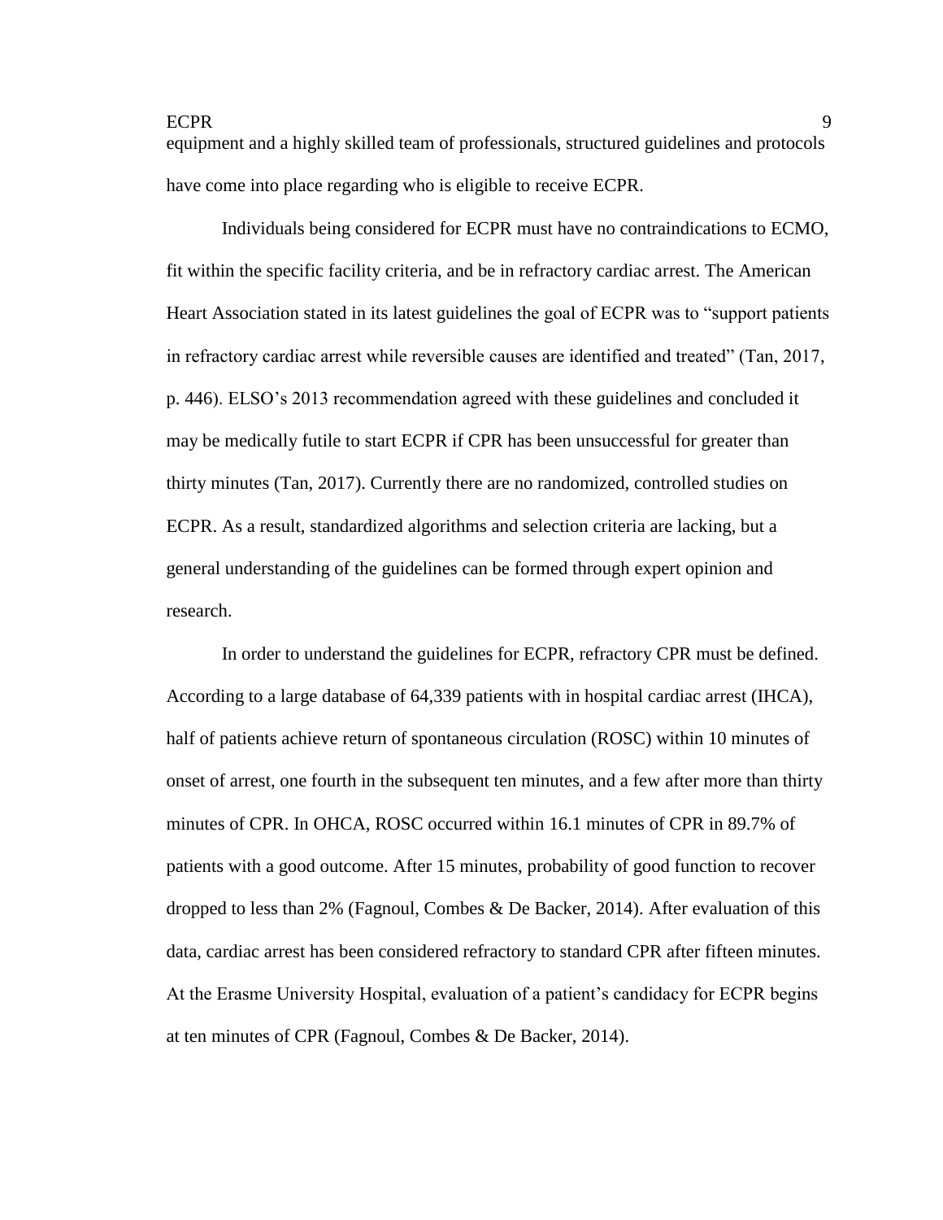equipment and a highly skilled team of professionals, structured guidelines and protocols have come into place regarding who is eligible to receive ECPR.

Individuals being considered for ECPR must have no contraindications to ECMO, fit within the specific facility criteria, and be in refractory cardiac arrest. The American Heart Association stated in its latest guidelines the goal of ECPR was to "support patients in refractory cardiac arrest while reversible causes are identified and treated" (Tan, 2017, p. 446). ELSO's 2013 recommendation agreed with these guidelines and concluded it may be medically futile to start ECPR if CPR has been unsuccessful for greater than thirty minutes (Tan, 2017). Currently there are no randomized, controlled studies on ECPR. As a result, standardized algorithms and selection criteria are lacking, but a general understanding of the guidelines can be formed through expert opinion and research.

In order to understand the guidelines for ECPR, refractory CPR must be defined. According to a large database of 64,339 patients with in hospital cardiac arrest (IHCA), half of patients achieve return of spontaneous circulation (ROSC) within 10 minutes of onset of arrest, one fourth in the subsequent ten minutes, and a few after more than thirty minutes of CPR. In OHCA, ROSC occurred within 16.1 minutes of CPR in 89.7% of patients with a good outcome. After 15 minutes, probability of good function to recover dropped to less than 2% (Fagnoul, Combes & De Backer, 2014). After evaluation of this data, cardiac arrest has been considered refractory to standard CPR after fifteen minutes. At the Erasme University Hospital, evaluation of a patient's candidacy for ECPR begins at ten minutes of CPR (Fagnoul, Combes & De Backer, 2014).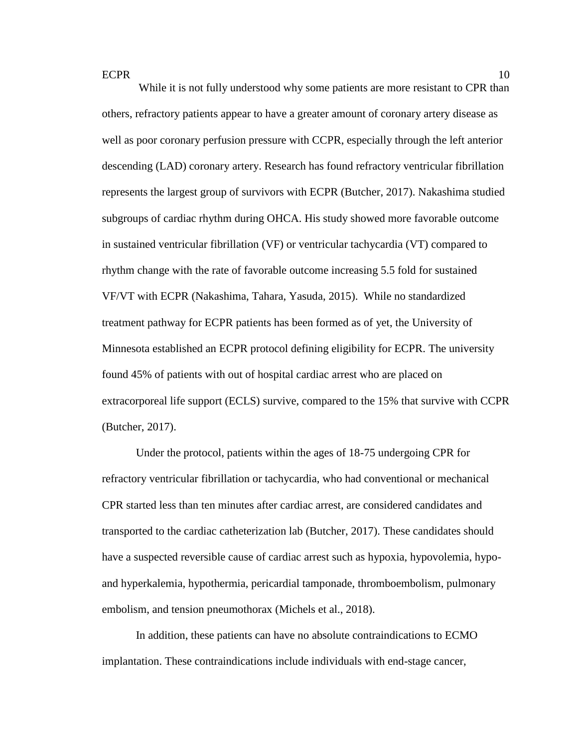While it is not fully understood why some patients are more resistant to CPR than others, refractory patients appear to have a greater amount of coronary artery disease as well as poor coronary perfusion pressure with CCPR, especially through the left anterior descending (LAD) coronary artery. Research has found refractory ventricular fibrillation represents the largest group of survivors with ECPR (Butcher, 2017). Nakashima studied subgroups of cardiac rhythm during OHCA. His study showed more favorable outcome in sustained ventricular fibrillation (VF) or ventricular tachycardia (VT) compared to rhythm change with the rate of favorable outcome increasing 5.5 fold for sustained VF/VT with ECPR (Nakashima, Tahara, Yasuda, 2015). While no standardized treatment pathway for ECPR patients has been formed as of yet, the University of Minnesota established an ECPR protocol defining eligibility for ECPR. The university found 45% of patients with out of hospital cardiac arrest who are placed on extracorporeal life support (ECLS) survive, compared to the 15% that survive with CCPR (Butcher, 2017).

Under the protocol, patients within the ages of 18-75 undergoing CPR for refractory ventricular fibrillation or tachycardia, who had conventional or mechanical CPR started less than ten minutes after cardiac arrest, are considered candidates and transported to the cardiac catheterization lab (Butcher, 2017). These candidates should have a suspected reversible cause of cardiac arrest such as hypoxia, hypovolemia, hypo- and hyperkalemia, hypothermia, pericardial tamponade, thromboembolism, pulmonary embolism, and tension pneumothorax (Michels et al., 2018).

In addition, these patients can have no absolute contraindications to ECMO implantation. These contraindications include individuals with end-stage cancer,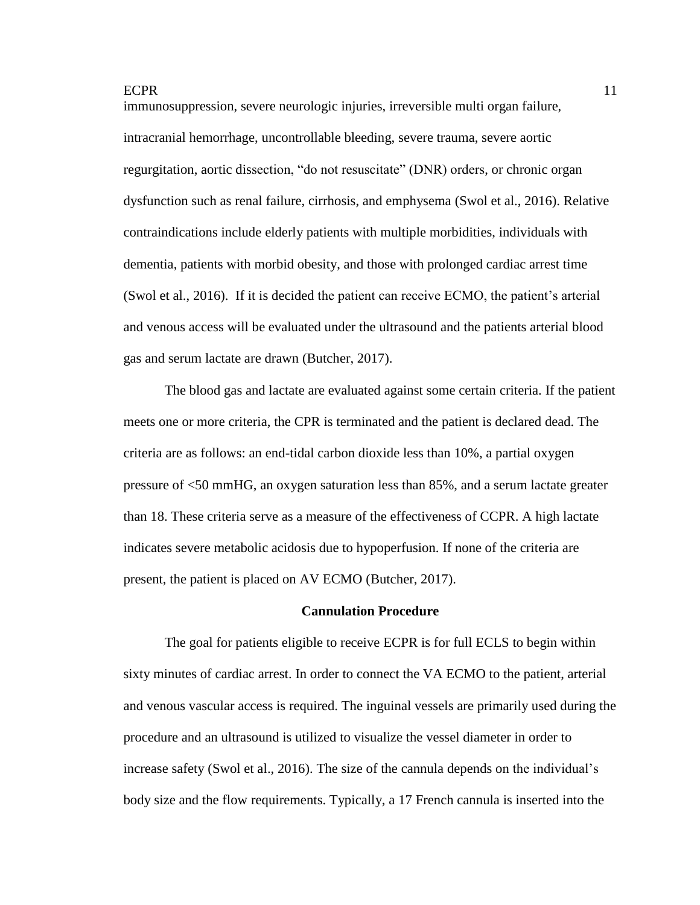immunosuppression, severe neurologic injuries, irreversible multi organ failure, intracranial hemorrhage, uncontrollable bleeding, severe trauma, severe aortic regurgitation, aortic dissection, "do not resuscitate" (DNR) orders, or chronic organ dysfunction such as renal failure, cirrhosis, and emphysema (Swol et al., 2016). Relative contraindications include elderly patients with multiple morbidities, individuals with dementia, patients with morbid obesity, and those with prolonged cardiac arrest time (Swol et al., 2016). If it is decided the patient can receive ECMO, the patient's arterial and venous access will be evaluated under the ultrasound and the patients arterial blood gas and serum lactate are drawn (Butcher, 2017).

The blood gas and lactate are evaluated against some certain criteria. If the patient meets one or more criteria, the CPR is terminated and the patient is declared dead. The criteria are as follows: an end-tidal carbon dioxide less than 10%, a partial oxygen pressure of <50 mmHG, an oxygen saturation less than 85%, and a serum lactate greater than 18. These criteria serve as a measure of the effectiveness of CCPR. A high lactate indicates severe metabolic acidosis due to hypoperfusion. If none of the criteria are present, the patient is placed on AV ECMO (Butcher, 2017).

## Cannulation Procedure

The goal for patients eligible to receive ECPR is for full ECLS to begin within sixty minutes of cardiac arrest. In order to connect the VA ECMO to the patient, arterial and venous vascular access is required. The inguinal vessels are primarily used during the procedure and an ultrasound is utilized to visualize the vessel diameter in order to increase safety (Swol et al., 2016). The size of the cannula depends on the individual's body size and the flow requirements. Typically, a 17 French cannula is inserted into the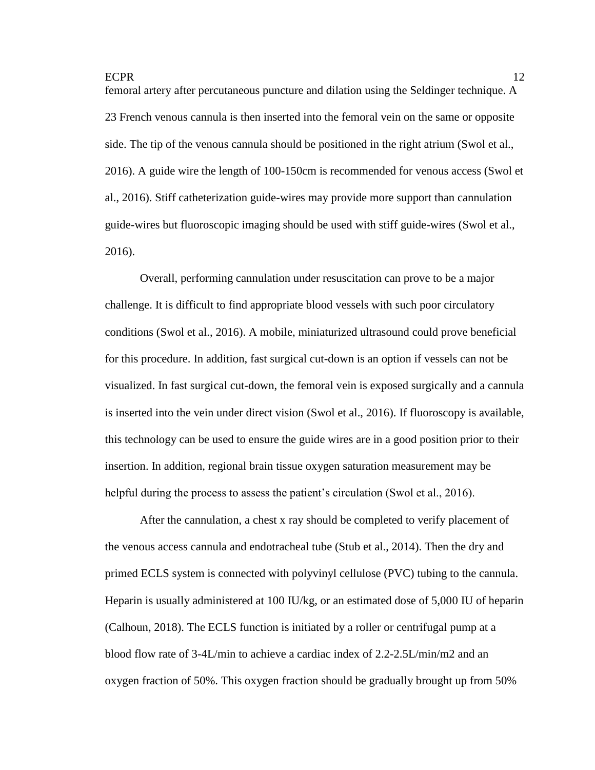femoral artery after percutaneous puncture and dilation using the Seldinger technique. A 23 French venous cannula is then inserted into the femoral vein on the same or opposite side. The tip of the venous cannula should be positioned in the right atrium (Swol et al., 2016). A guide wire the length of 100-150cm is recommended for venous access (Swol et al., 2016). Stiff catheterization guide-wires may provide more support than cannulation guide-wires but fluoroscopic imaging should be used with stiff guide-wires (Swol et al., 2016).

Overall, performing cannulation under resuscitation can prove to be a major challenge. It is difficult to find appropriate blood vessels with such poor circulatory conditions (Swol et al., 2016). A mobile, miniaturized ultrasound could prove beneficial for this procedure. In addition, fast surgical cut-down is an option if vessels can not be visualized. In fast surgical cut-down, the femoral vein is exposed surgically and a cannula is inserted into the vein under direct vision (Swol et al., 2016). If fluoroscopy is available, this technology can be used to ensure the guide wires are in a good position prior to their insertion. In addition, regional brain tissue oxygen saturation measurement may be helpful during the process to assess the patient's circulation (Swol et al., 2016).

After the cannulation, a chest x ray should be completed to verify placement of the venous access cannula and endotracheal tube (Stub et al., 2014). Then the dry and primed ECLS system is connected with polyvinyl cellulose (PVC) tubing to the cannula. Heparin is usually administered at 100 IU/kg, or an estimated dose of 5,000 IU of heparin (Calhoun, 2018). The ECLS function is initiated by a roller or centrifugal pump at a blood flow rate of 3-4L/min to achieve a cardiac index of 2.2-2.5L/min/m2 and an oxygen fraction of 50%. This oxygen fraction should be gradually brought up from 50%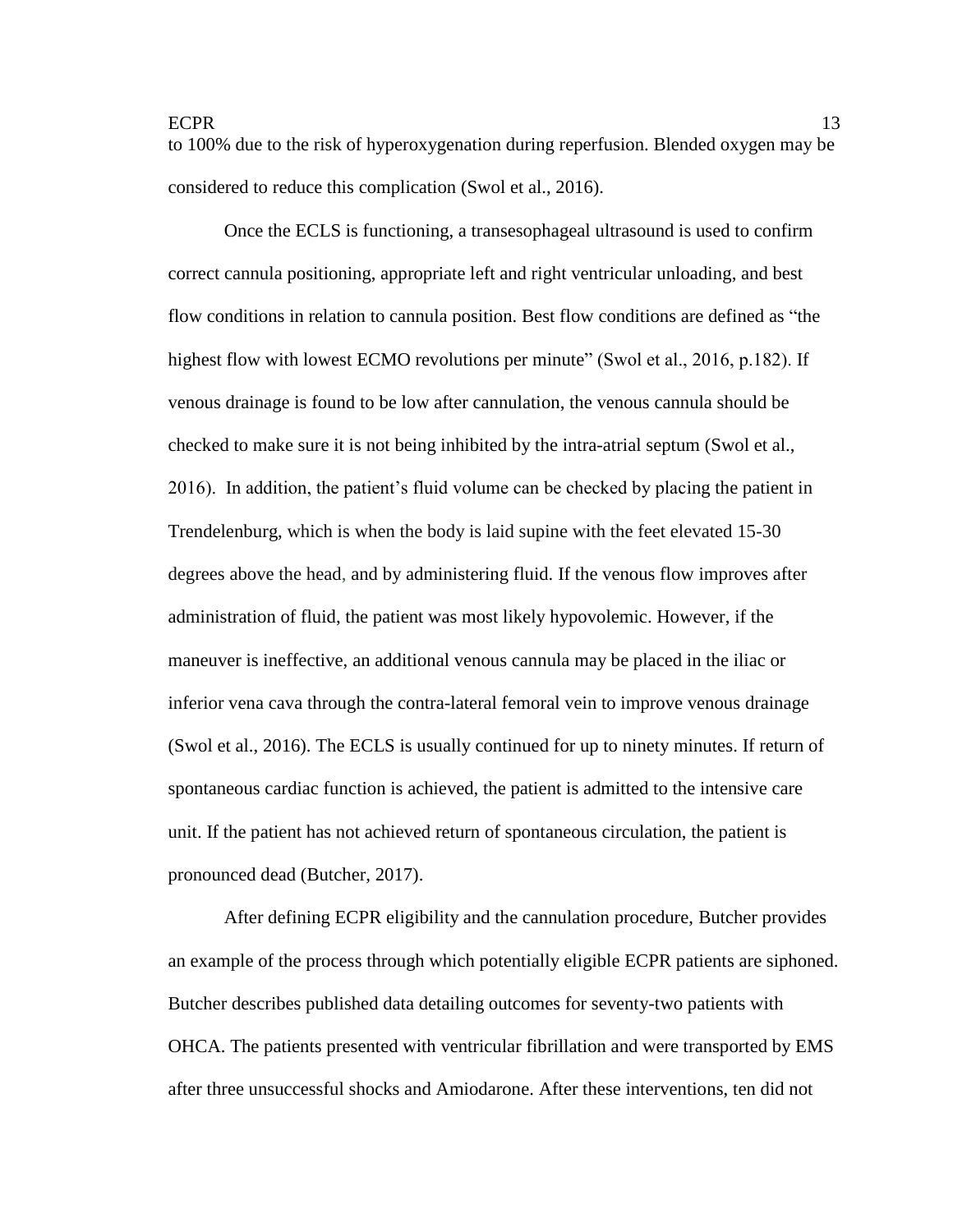to 100% due to the risk of hyperoxygenation during reperfusion. Blended oxygen may be considered to reduce this complication (Swol et al., 2016).

Once the ECLS is functioning, a transesophageal ultrasound is used to confirm correct cannula positioning, appropriate left and right ventricular unloading, and best flow conditions in relation to cannula position. Best flow conditions are defined as "the highest flow with lowest ECMO revolutions per minute" (Swol et al., 2016, p.182). If venous drainage is found to be low after cannulation, the venous cannula should be checked to make sure it is not being inhibited by the intra-atrial septum (Swol et al., 2016). In addition, the patient's fluid volume can be checked by placing the patient in Trendelenburg, which is when the body is laid supine with the feet elevated 15-30 degrees above the head, and by administering fluid. If the venous flow improves after administration of fluid, the patient was most likely hypovolemic. However, if the maneuver is ineffective, an additional venous cannula may be placed in the iliac or inferior vena cava through the contra-lateral femoral vein to improve venous drainage (Swol et al., 2016). The ECLS is usually continued for up to ninety minutes. If return of spontaneous cardiac function is achieved, the patient is admitted to the intensive care unit. If the patient has not achieved return of spontaneous circulation, the patient is pronounced dead (Butcher, 2017).

After defining ECPR eligibility and the cannulation procedure, Butcher provides an example of the process through which potentially eligible ECPR patients are siphoned. Butcher describes published data detailing outcomes for seventy-two patients with OHCA. The patients presented with ventricular fibrillation and were transported by EMS after three unsuccessful shocks and Amiodarone. After these interventions, ten did not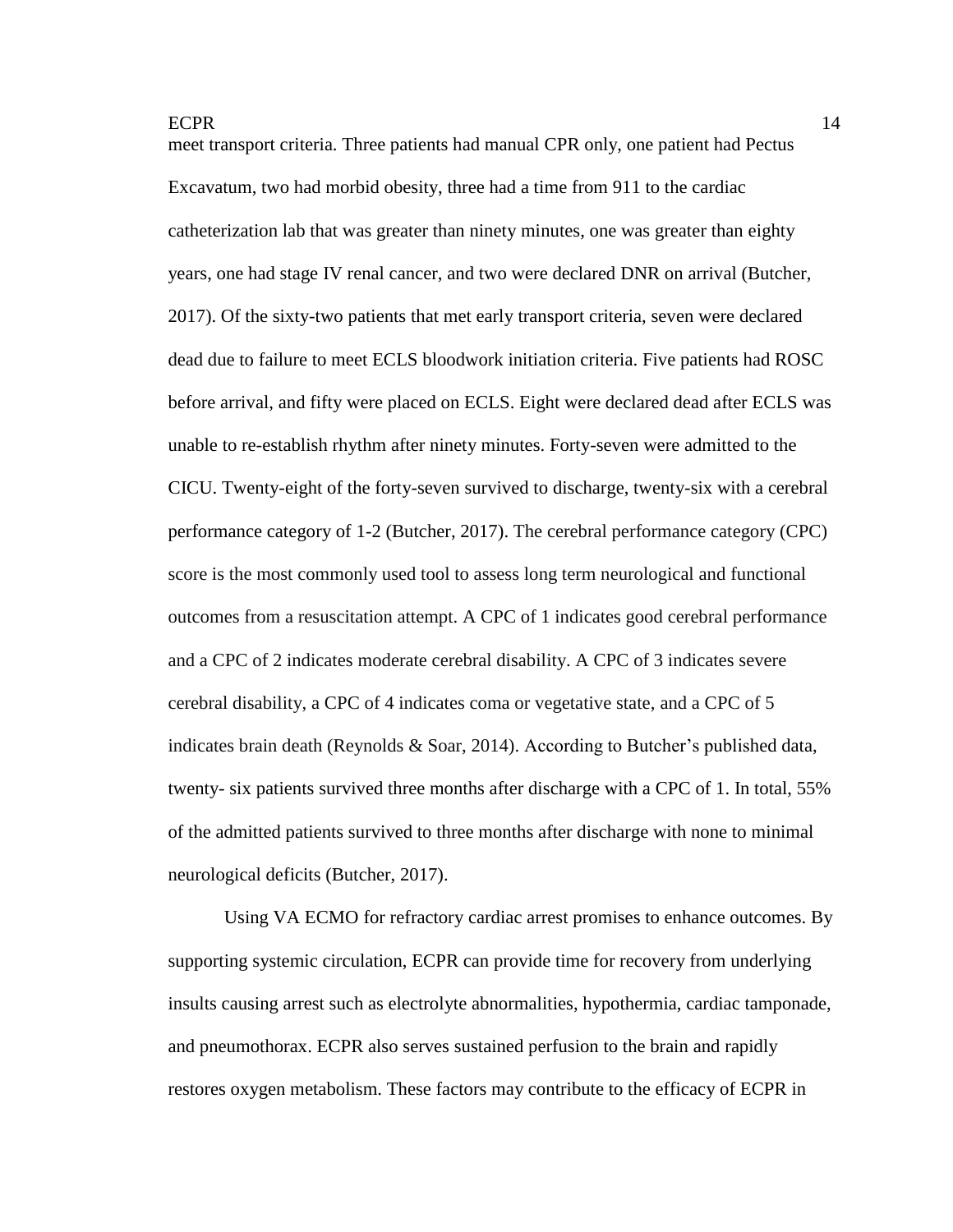meet transport criteria. Three patients had manual CPR only, one patient had Pectus Excavatum, two had morbid obesity, three had a time from 911 to the cardiac catheterization lab that was greater than ninety minutes, one was greater than eighty years, one had stage IV renal cancer, and two were declared DNR on arrival (Butcher, 2017). Of the sixty-two patients that met early transport criteria, seven were declared dead due to failure to meet ECLS bloodwork initiation criteria. Five patients had ROSC before arrival, and fifty were placed on ECLS. Eight were declared dead after ECLS was unable to re-establish rhythm after ninety minutes. Forty-seven were admitted to the CICU. Twenty-eight of the forty-seven survived to discharge, twenty-six with a cerebral performance category of 1-2 (Butcher, 2017). The cerebral performance category (CPC) score is the most commonly used tool to assess long term neurological and functional outcomes from a resuscitation attempt. A CPC of 1 indicates good cerebral performance and a CPC of 2 indicates moderate cerebral disability. A CPC of 3 indicates severe cerebral disability, a CPC of 4 indicates coma or vegetative state, and a CPC of 5 indicates brain death (Reynolds & Soar, 2014). According to Butcher's published data, twenty- six patients survived three months after discharge with a CPC of 1. In total, 55% of the admitted patients survived to three months after discharge with none to minimal neurological deficits (Butcher, 2017).

Using VA ECMO for refractory cardiac arrest promises to enhance outcomes. By supporting systemic circulation, ECPR can provide time for recovery from underlying insults causing arrest such as electrolyte abnormalities, hypothermia, cardiac tamponade, and pneumothorax. ECPR also serves sustained perfusion to the brain and rapidly restores oxygen metabolism. These factors may contribute to the efficacy of ECPR in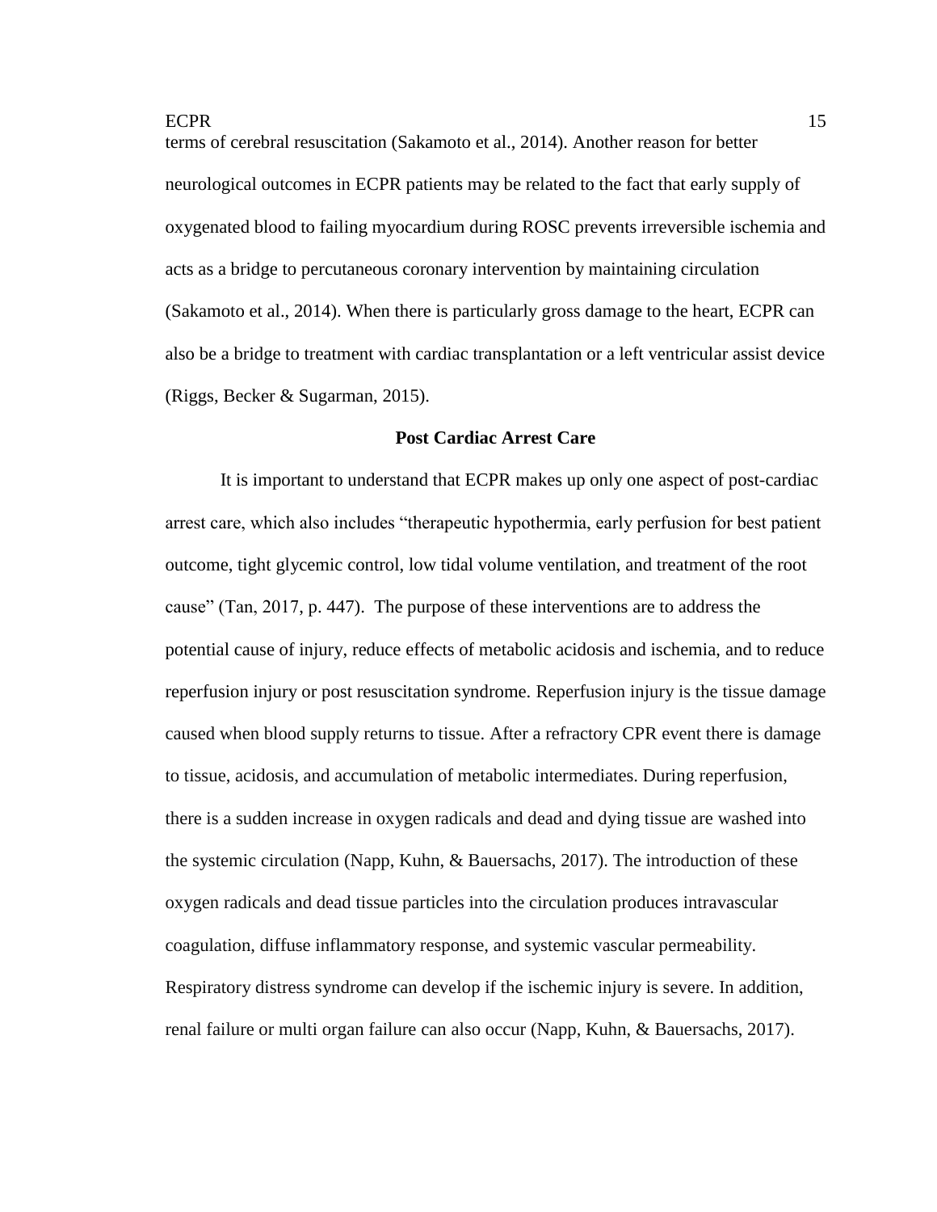terms of cerebral resuscitation (Sakamoto et al., 2014). Another reason for better neurological outcomes in ECPR patients may be related to the fact that early supply of oxygenated blood to failing myocardium during ROSC prevents irreversible ischemia and acts as a bridge to percutaneous coronary intervention by maintaining circulation (Sakamoto et al., 2014). When there is particularly gross damage to the heart, ECPR can also be a bridge to treatment with cardiac transplantation or a left ventricular assist device (Riggs, Becker & Sugarman, 2015).

## Post Cardiac Arrest Care

It is important to understand that ECPR makes up only one aspect of post-cardiac arrest care, which also includes "therapeutic hypothermia, early perfusion for best patient outcome, tight glycemic control, low tidal volume ventilation, and treatment of the root cause" (Tan, 2017, p. 447). The purpose of these interventions are to address the potential cause of injury, reduce effects of metabolic acidosis and ischemia, and to reduce reperfusion injury or post resuscitation syndrome. Reperfusion injury is the tissue damage caused when blood supply returns to tissue. After a refractory CPR event there is damage to tissue, acidosis, and accumulation of metabolic intermediates. During reperfusion, there is a sudden increase in oxygen radicals and dead and dying tissue are washed into the systemic circulation (Napp, Kuhn, & Bauersachs, 2017). The introduction of these oxygen radicals and dead tissue particles into the circulation produces intravascular coagulation, diffuse inflammatory response, and systemic vascular permeability. Respiratory distress syndrome can develop if the ischemic injury is severe. In addition, renal failure or multi organ failure can also occur (Napp, Kuhn, & Bauersachs, 2017).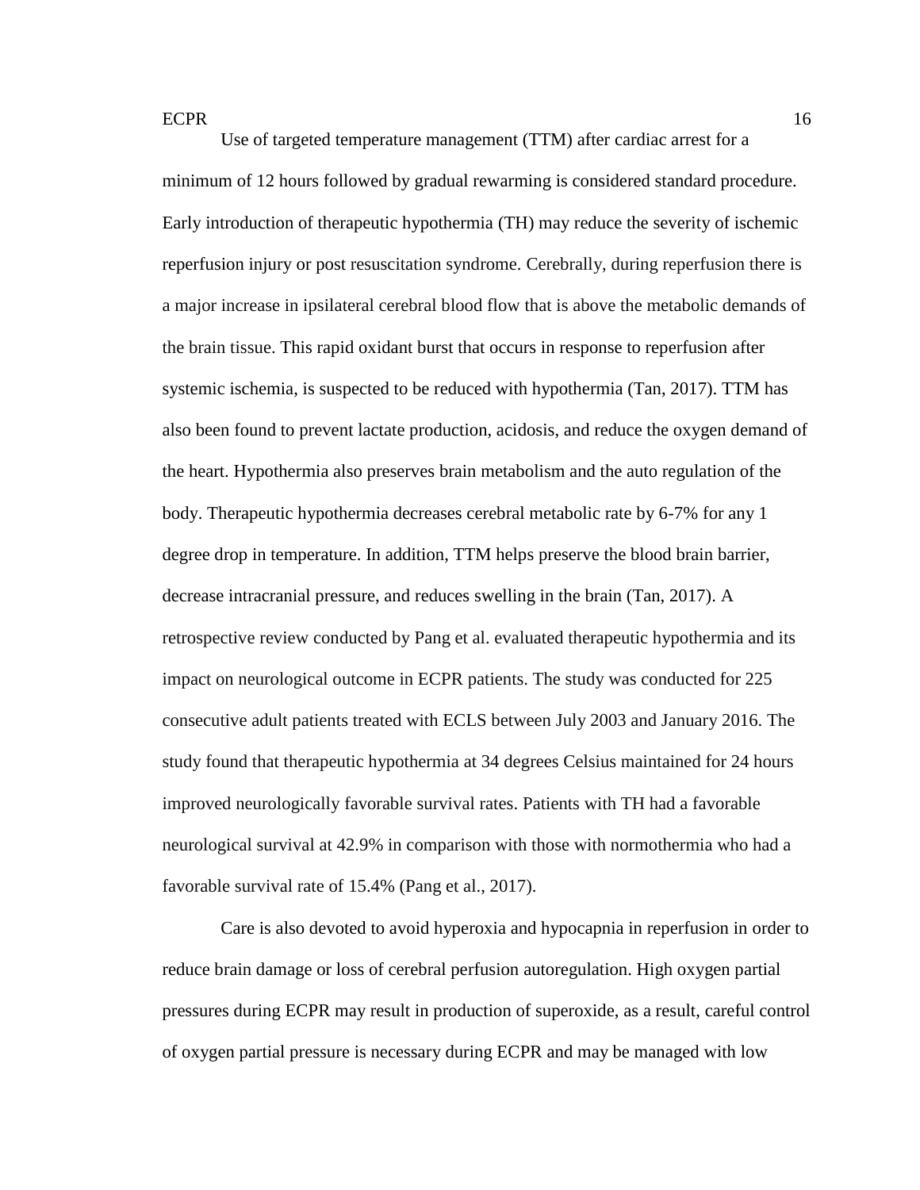Use of targeted temperature management (TTM) after cardiac arrest for a minimum of 12 hours followed by gradual rewarming is considered standard procedure. Early introduction of therapeutic hypothermia (TH) may reduce the severity of ischemic reperfusion injury or post resuscitation syndrome. Cerebrally, during reperfusion there is a major increase in ipsilateral cerebral blood flow that is above the metabolic demands of the brain tissue. This rapid oxidant burst that occurs in response to reperfusion after systemic ischemia, is suspected to be reduced with hypothermia (Tan, 2017). TTM has also been found to prevent lactate production, acidosis, and reduce the oxygen demand of the heart. Hypothermia also preserves brain metabolism and the auto regulation of the body. Therapeutic hypothermia decreases cerebral metabolic rate by 6-7% for any 1 degree drop in temperature. In addition, TTM helps preserve the blood brain barrier, decrease intracranial pressure, and reduces swelling in the brain (Tan, 2017). A retrospective review conducted by Pang et al. evaluated therapeutic hypothermia and its impact on neurological outcome in ECPR patients. The study was conducted for 225 consecutive adult patients treated with ECLS between July 2003 and January 2016. The study found that therapeutic hypothermia at 34 degrees Celsius maintained for 24 hours improved neurologically favorable survival rates. Patients with TH had a favorable neurological survival at 42.9% in comparison with those with normothermia who had a favorable survival rate of 15.4% (Pang et al., 2017).

Care is also devoted to avoid hyperoxia and hypocapnia in reperfusion in order to reduce brain damage or loss of cerebral perfusion autoregulation. High oxygen partial pressures during ECPR may result in production of superoxide, as a result, careful control of oxygen partial pressure is necessary during ECPR and may be managed with low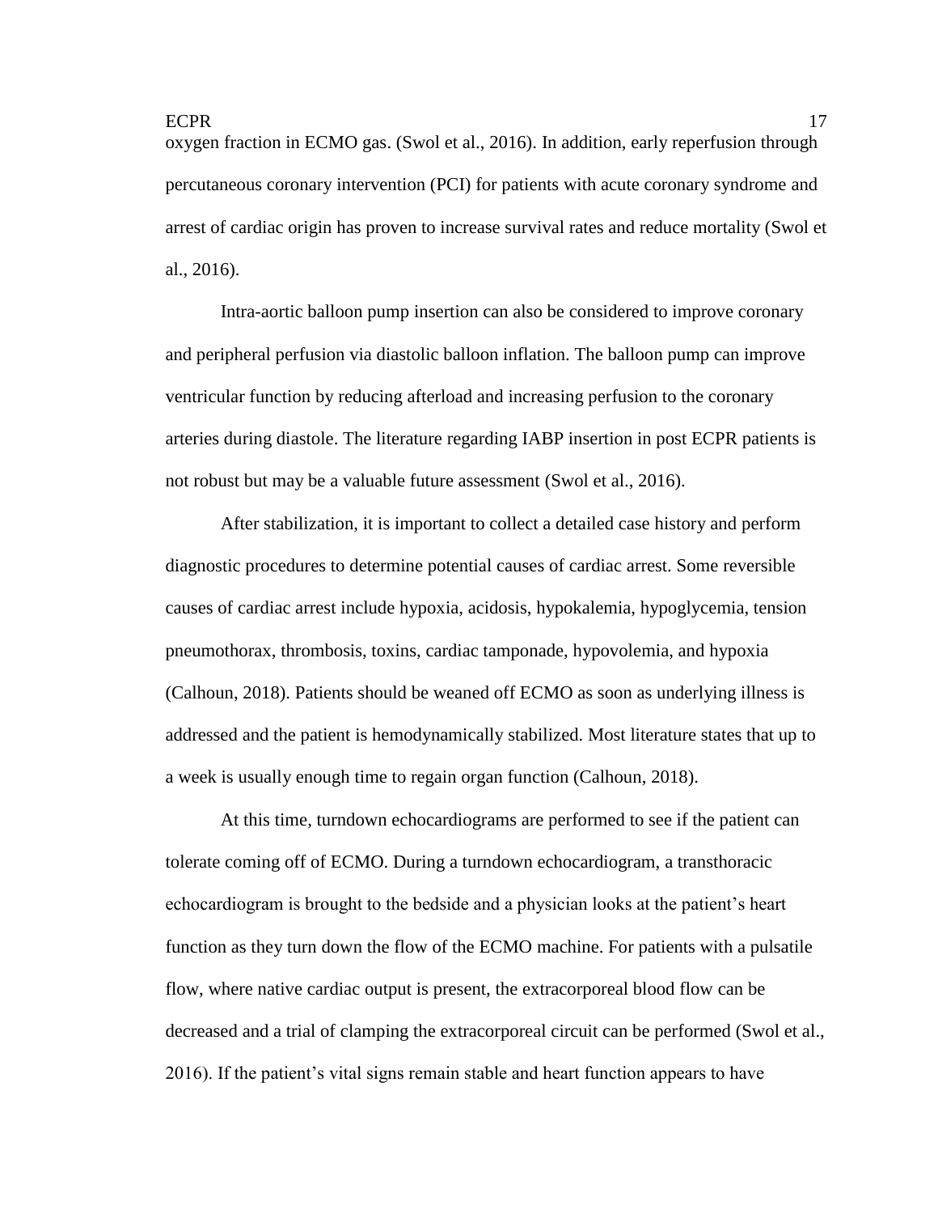oxygen fraction in ECMO gas. (Swol et al., 2016). In addition, early reperfusion through percutaneous coronary intervention (PCI) for patients with acute coronary syndrome and arrest of cardiac origin has proven to increase survival rates and reduce mortality (Swol et al., 2016).

Intra-aortic balloon pump insertion can also be considered to improve coronary and peripheral perfusion via diastolic balloon inflation. The balloon pump can improve ventricular function by reducing afterload and increasing perfusion to the coronary arteries during diastole. The literature regarding IABP insertion in post ECPR patients is not robust but may be a valuable future assessment (Swol et al., 2016).

After stabilization, it is important to collect a detailed case history and perform diagnostic procedures to determine potential causes of cardiac arrest. Some reversible causes of cardiac arrest include hypoxia, acidosis, hypokalemia, hypoglycemia, tension pneumothorax, thrombosis, toxins, cardiac tamponade, hypovolemia, and hypoxia (Calhoun, 2018). Patients should be weaned off ECMO as soon as underlying illness is addressed and the patient is hemodynamically stabilized. Most literature states that up to a week is usually enough time to regain organ function (Calhoun, 2018).

At this time, turndown echocardiograms are performed to see if the patient can tolerate coming off of ECMO. During a turndown echocardiogram, a transthoracic echocardiogram is brought to the bedside and a physician looks at the patient's heart function as they turn down the flow of the ECMO machine. For patients with a pulsatile flow, where native cardiac output is present, the extracorporeal blood flow can be decreased and a trial of clamping the extracorporeal circuit can be performed (Swol et al., 2016). If the patient's vital signs remain stable and heart function appears to have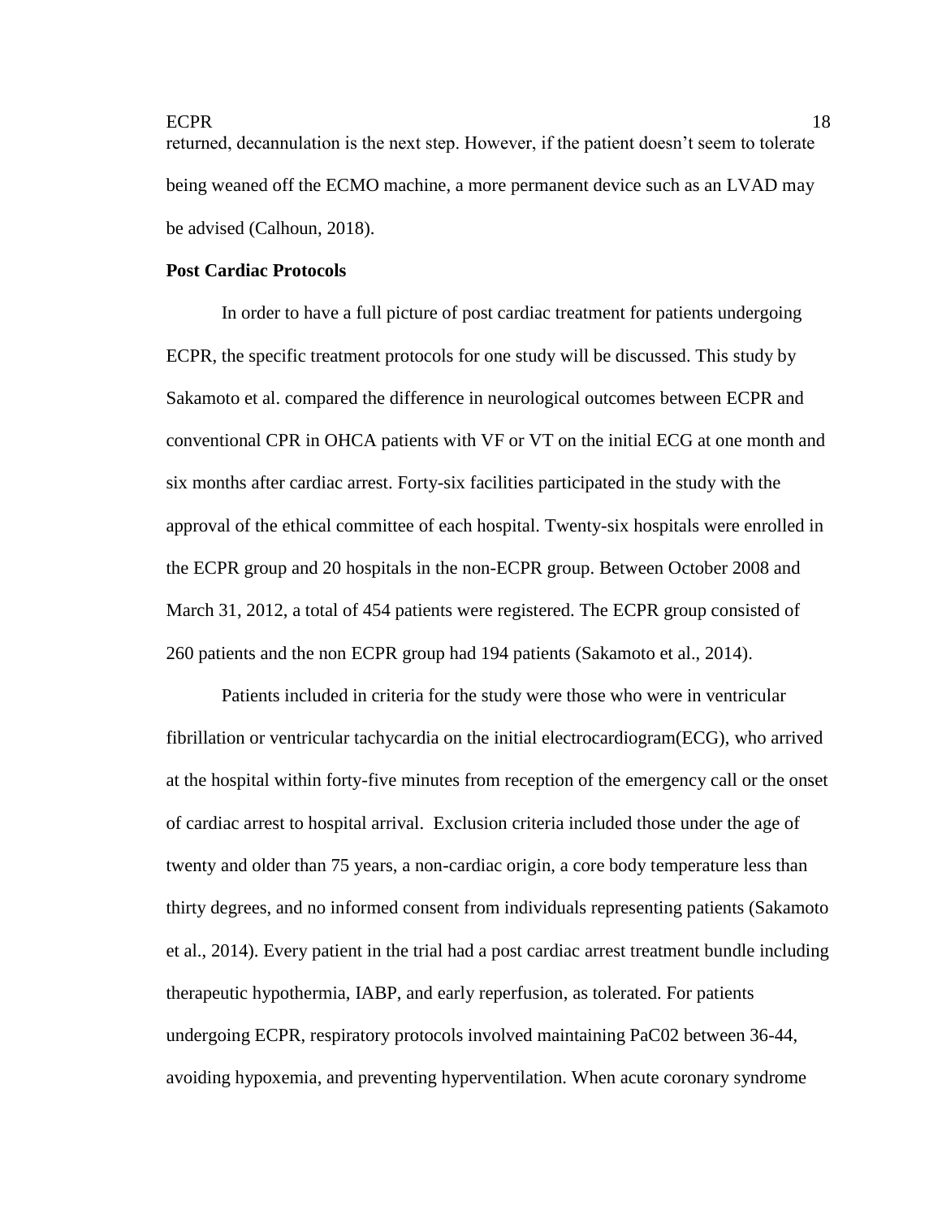returned, decannulation is the next step. However, if the patient doesn't seem to tolerate being weaned off the ECMO machine, a more permanent device such as an LVAD may be advised (Calhoun, 2018).

**Post Cardiac Protocols**

In order to have a full picture of post cardiac treatment for patients undergoing ECPR, the specific treatment protocols for one study will be discussed. This study by Sakamoto et al. compared the difference in neurological outcomes between ECPR and conventional CPR in OHCA patients with VF or VT on the initial ECG at one month and six months after cardiac arrest. Forty-six facilities participated in the study with the approval of the ethical committee of each hospital. Twenty-six hospitals were enrolled in the ECPR group and 20 hospitals in the non-ECPR group. Between October 2008 and March 31, 2012, a total of 454 patients were registered. The ECPR group consisted of 260 patients and the non ECPR group had 194 patients (Sakamoto et al., 2014).

Patients included in criteria for the study were those who were in ventricular fibrillation or ventricular tachycardia on the initial electrocardiogram(ECG), who arrived at the hospital within forty-five minutes from reception of the emergency call or the onset of cardiac arrest to hospital arrival. Exclusion criteria included those under the age of twenty and older than 75 years, a non-cardiac origin, a core body temperature less than thirty degrees, and no informed consent from individuals representing patients (Sakamoto et al., 2014). Every patient in the trial had a post cardiac arrest treatment bundle including therapeutic hypothermia, IABP, and early reperfusion, as tolerated. For patients undergoing ECPR, respiratory protocols involved maintaining PaC02 between 36-44, avoiding hypoxemia, and preventing hyperventilation. When acute coronary syndrome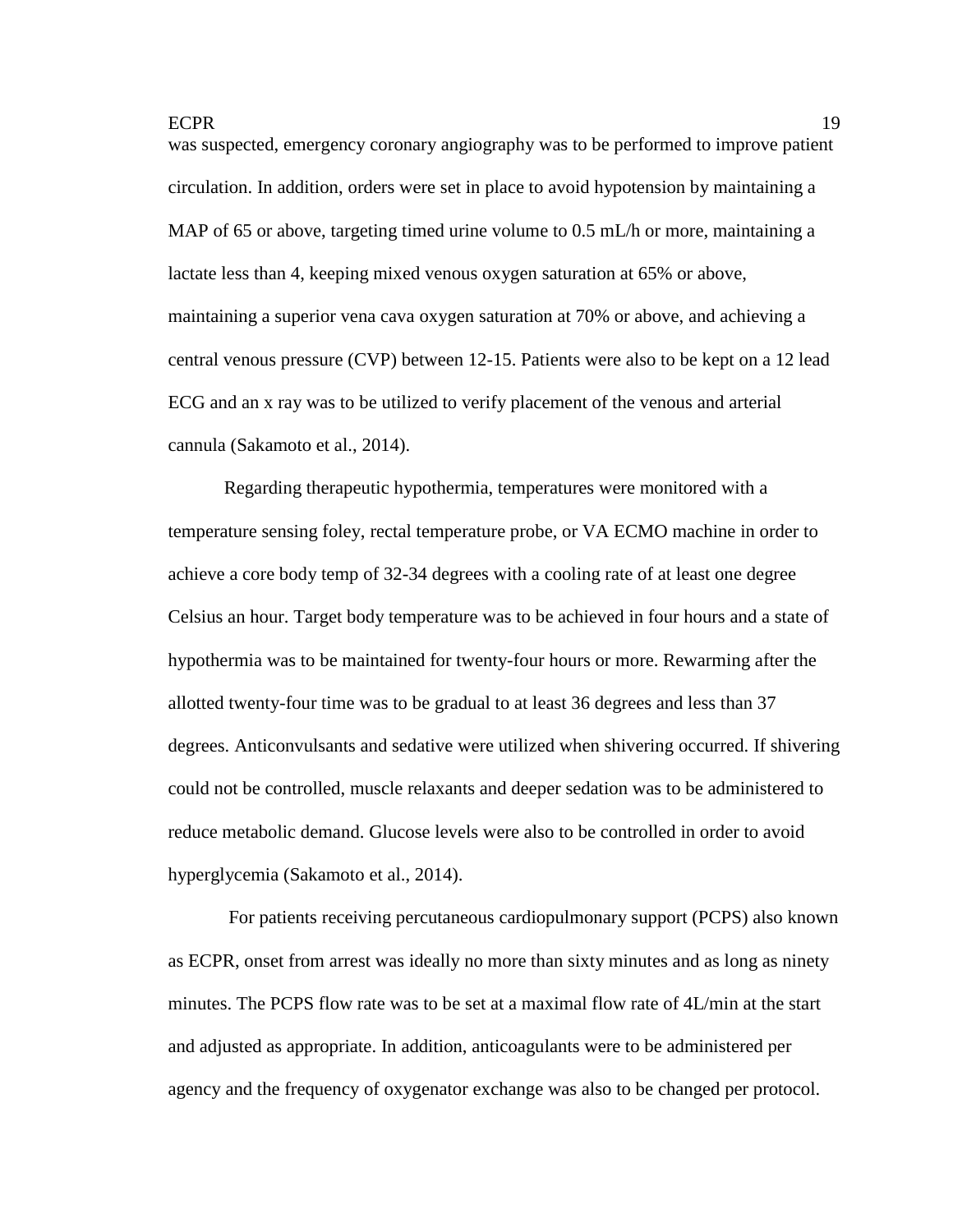was suspected, emergency coronary angiography was to be performed to improve patient circulation. In addition, orders were set in place to avoid hypotension by maintaining a MAP of 65 or above, targeting timed urine volume to 0.5 mL/h or more, maintaining a lactate less than 4, keeping mixed venous oxygen saturation at 65% or above, maintaining a superior vena cava oxygen saturation at 70% or above, and achieving a central venous pressure (CVP) between 12-15. Patients were also to be kept on a 12 lead ECG and an x ray was to be utilized to verify placement of the venous and arterial cannula (Sakamoto et al., 2014).

Regarding therapeutic hypothermia, temperatures were monitored with a temperature sensing foley, rectal temperature probe, or VA ECMO machine in order to achieve a core body temp of 32-34 degrees with a cooling rate of at least one degree Celsius an hour. Target body temperature was to be achieved in four hours and a state of hypothermia was to be maintained for twenty-four hours or more. Rewarming after the allotted twenty-four time was to be gradual to at least 36 degrees and less than 37 degrees. Anticonvulsants and sedative were utilized when shivering occurred. If shivering could not be controlled, muscle relaxants and deeper sedation was to be administered to reduce metabolic demand. Glucose levels were also to be controlled in order to avoid hyperglycemia (Sakamoto et al., 2014).

For patients receiving percutaneous cardiopulmonary support (PCPS) also known as ECPR, onset from arrest was ideally no more than sixty minutes and as long as ninety minutes. The PCPS flow rate was to be set at a maximal flow rate of 4L/min at the start and adjusted as appropriate. In addition, anticoagulants were to be administered per agency and the frequency of oxygenator exchange was also to be changed per protocol.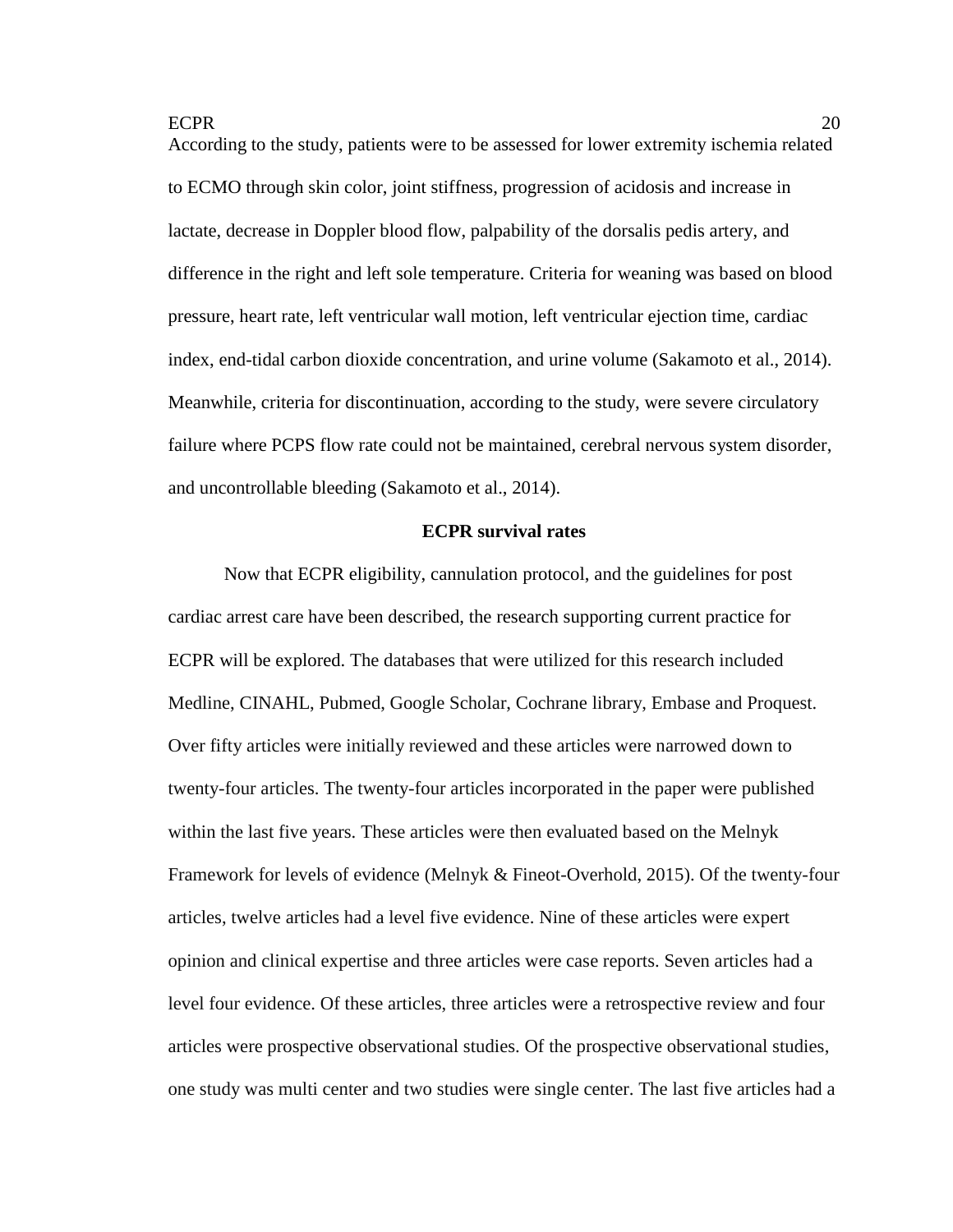According to the study, patients were to be assessed for lower extremity ischemia related to ECMO through skin color, joint stiffness, progression of acidosis and increase in lactate, decrease in Doppler blood flow, palpability of the dorsalis pedis artery, and difference in the right and left sole temperature. Criteria for weaning was based on blood pressure, heart rate, left ventricular wall motion, left ventricular ejection time, cardiac index, end-tidal carbon dioxide concentration, and urine volume (Sakamoto et al., 2014). Meanwhile, criteria for discontinuation, according to the study, were severe circulatory failure where PCPS flow rate could not be maintained, cerebral nervous system disorder, and uncontrollable bleeding (Sakamoto et al., 2014).

## ECPR survival rates

Now that ECPR eligibility, cannulation protocol, and the guidelines for post cardiac arrest care have been described, the research supporting current practice for ECPR will be explored. The databases that were utilized for this research included Medline, CINAHL, Pubmed, Google Scholar, Cochrane library, Embase and Proquest. Over fifty articles were initially reviewed and these articles were narrowed down to twenty-four articles. The twenty-four articles incorporated in the paper were published within the last five years. These articles were then evaluated based on the Melnyk Framework for levels of evidence (Melnyk & Fineot-Overhold, 2015). Of the twenty-four articles, twelve articles had a level five evidence. Nine of these articles were expert opinion and clinical expertise and three articles were case reports. Seven articles had a level four evidence. Of these articles, three articles were a retrospective review and four articles were prospective observational studies. Of the prospective observational studies, one study was multi center and two studies were single center. The last five articles had a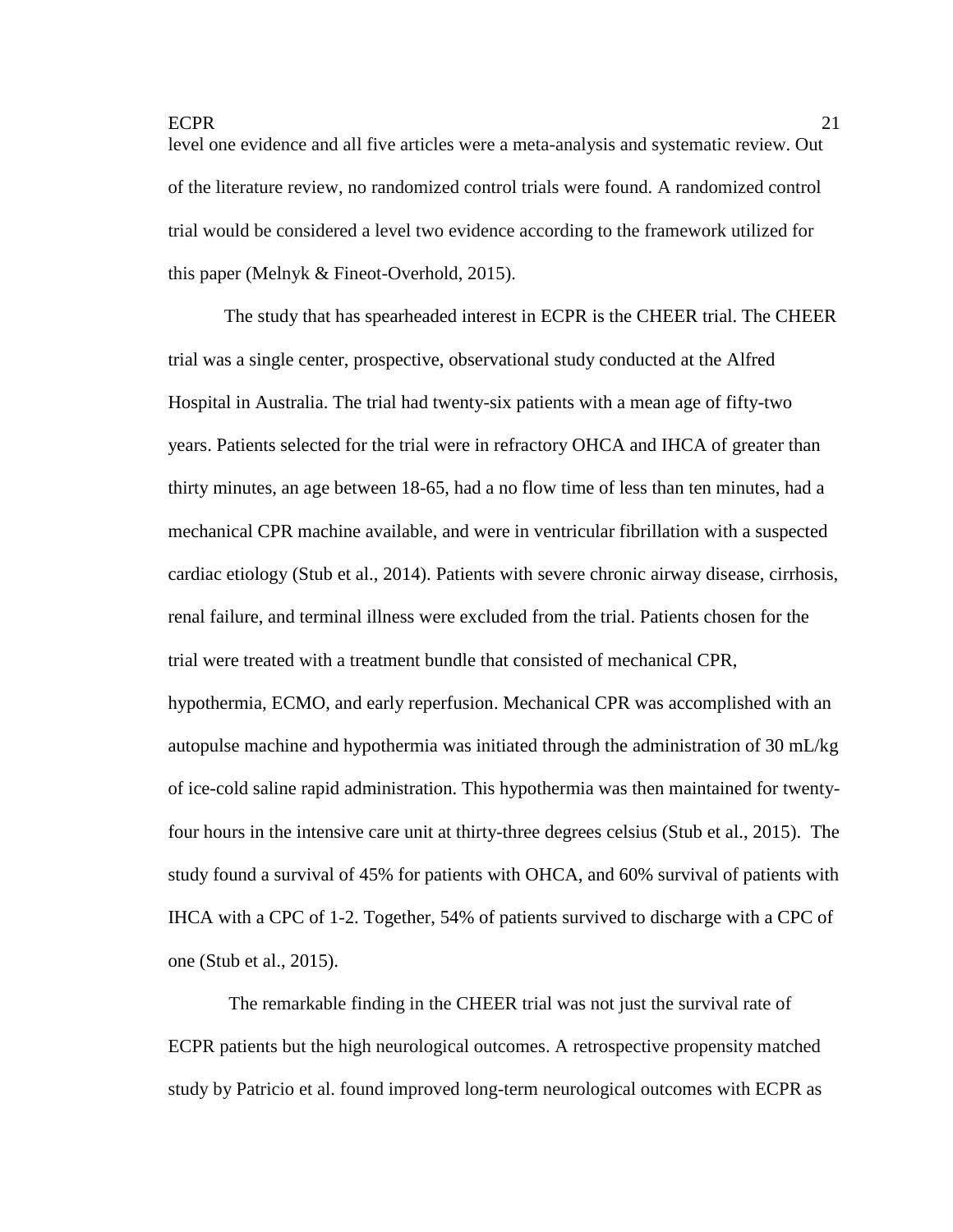level one evidence and all five articles were a meta-analysis and systematic review. Out of the literature review, no randomized control trials were found. A randomized control trial would be considered a level two evidence according to the framework utilized for this paper (Melnyk & Fineot-Overhold, 2015).

The study that has spearheaded interest in ECPR is the CHEER trial. The CHEER trial was a single center, prospective, observational study conducted at the Alfred Hospital in Australia. The trial had twenty-six patients with a mean age of fifty-two years. Patients selected for the trial were in refractory OHCA and IHCA of greater than thirty minutes, an age between 18-65, had a no flow time of less than ten minutes, had a mechanical CPR machine available, and were in ventricular fibrillation with a suspected cardiac etiology (Stub et al., 2014). Patients with severe chronic airway disease, cirrhosis, renal failure, and terminal illness were excluded from the trial. Patients chosen for the trial were treated with a treatment bundle that consisted of mechanical CPR, hypothermia, ECMO, and early reperfusion. Mechanical CPR was accomplished with an autopulse machine and hypothermia was initiated through the administration of 30 mL/kg of ice-cold saline rapid administration. This hypothermia was then maintained for twenty-four hours in the intensive care unit at thirty-three degrees celsius (Stub et al., 2015). The study found a survival of 45% for patients with OHCA, and 60% survival of patients with IHCA with a CPC of 1-2. Together, 54% of patients survived to discharge with a CPC of one (Stub et al., 2015).

The remarkable finding in the CHEER trial was not just the survival rate of ECPR patients but the high neurological outcomes. A retrospective propensity matched study by Patricio et al. found improved long-term neurological outcomes with ECPR as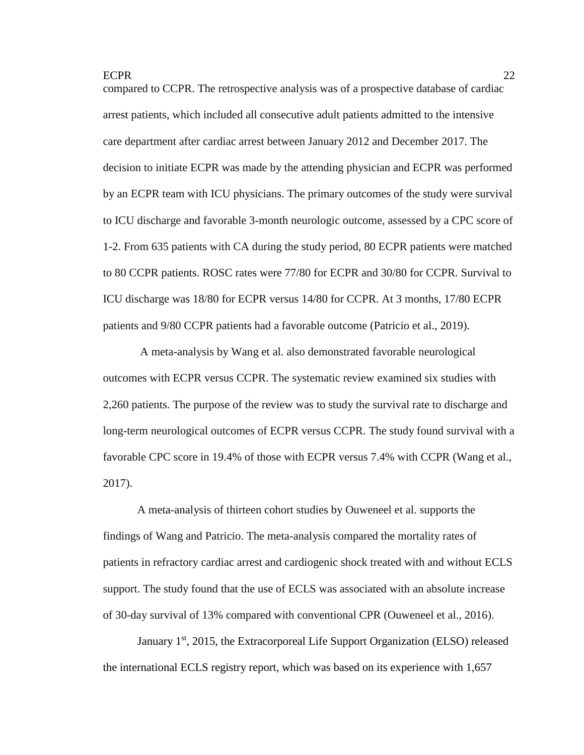compared to CCPR. The retrospective analysis was of a prospective database of cardiac arrest patients, which included all consecutive adult patients admitted to the intensive care department after cardiac arrest between January 2012 and December 2017. The decision to initiate ECPR was made by the attending physician and ECPR was performed by an ECPR team with ICU physicians. The primary outcomes of the study were survival to ICU discharge and favorable 3-month neurologic outcome, assessed by a CPC score of 1-2. From 635 patients with CA during the study period, 80 ECPR patients were matched to 80 CCPR patients. ROSC rates were 77/80 for ECPR and 30/80 for CCPR. Survival to ICU discharge was 18/80 for ECPR versus 14/80 for CCPR. At 3 months, 17/80 ECPR patients and 9/80 CCPR patients had a favorable outcome (Patricio et al., 2019).

A meta-analysis by Wang et al. also demonstrated favorable neurological outcomes with ECPR versus CCPR. The systematic review examined six studies with 2,260 patients. The purpose of the review was to study the survival rate to discharge and long-term neurological outcomes of ECPR versus CCPR. The study found survival with a favorable CPC score in 19.4% of those with ECPR versus 7.4% with CCPR (Wang et al., 2017).

A meta-analysis of thirteen cohort studies by Ouweneel et al. supports the findings of Wang and Patricio. The meta-analysis compared the mortality rates of patients in refractory cardiac arrest and cardiogenic shock treated with and without ECLS support. The study found that the use of ECLS was associated with an absolute increase of 30-day survival of 13% compared with conventional CPR (Ouweneel et al., 2016).

January 1st, 2015, the Extracorporeal Life Support Organization (ELSO) released the international ECLS registry report, which was based on its experience with 1,657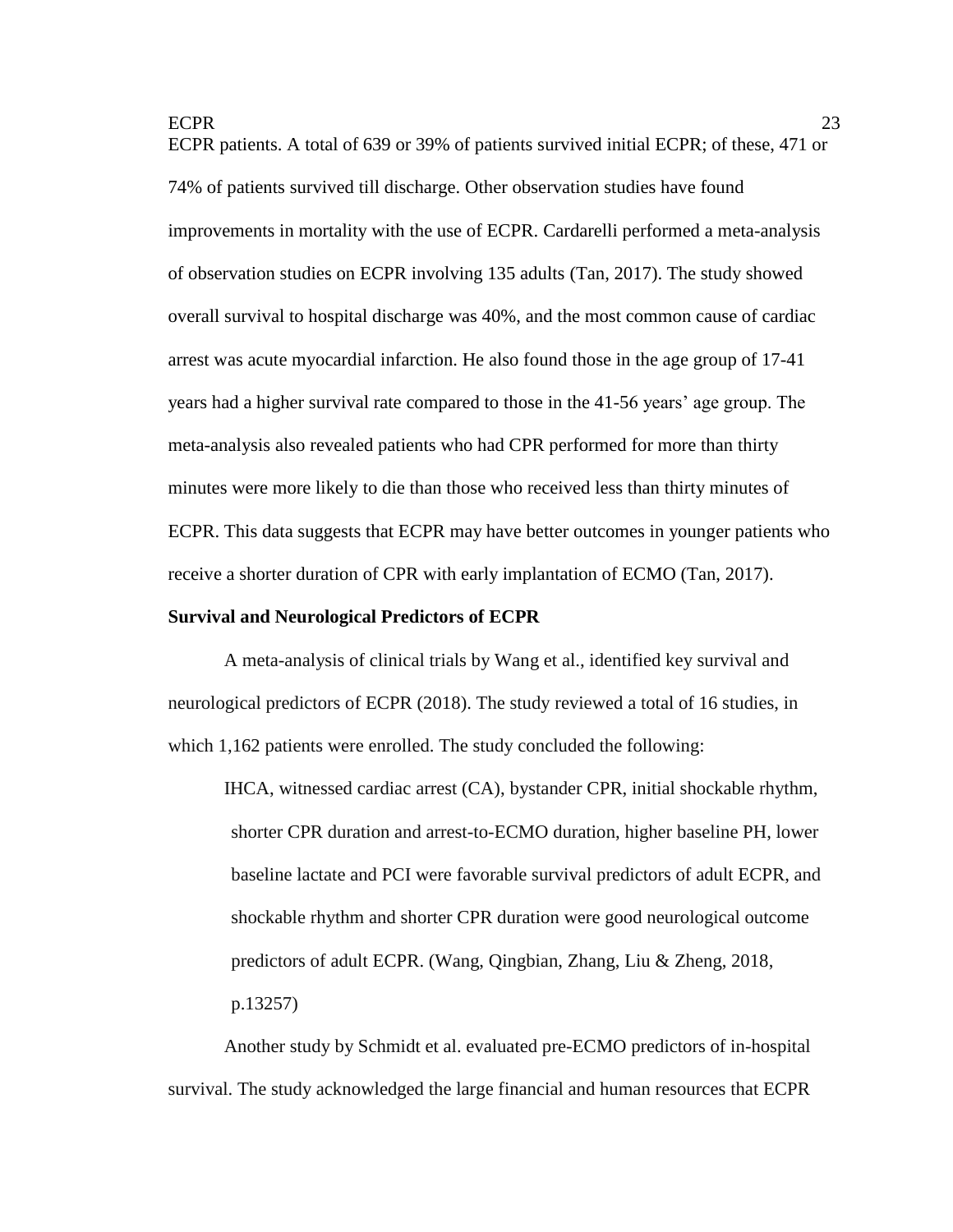ECPR patients. A total of 639 or 39% of patients survived initial ECPR; of these, 471 or 74% of patients survived till discharge. Other observation studies have found improvements in mortality with the use of ECPR. Cardarelli performed a meta-analysis of observation studies on ECPR involving 135 adults (Tan, 2017). The study showed overall survival to hospital discharge was 40%, and the most common cause of cardiac arrest was acute myocardial infarction. He also found those in the age group of 17-41 years had a higher survival rate compared to those in the 41-56 years' age group. The meta-analysis also revealed patients who had CPR performed for more than thirty minutes were more likely to die than those who received less than thirty minutes of ECPR. This data suggests that ECPR may have better outcomes in younger patients who receive a shorter duration of CPR with early implantation of ECMO (Tan, 2017).

**Survival and Neurological Predictors of ECPR**

A meta-analysis of clinical trials by Wang et al., identified key survival and neurological predictors of ECPR (2018). The study reviewed a total of 16 studies, in which 1,162 patients were enrolled. The study concluded the following:

> IHCA, witnessed cardiac arrest (CA), bystander CPR, initial shockable rhythm, shorter CPR duration and arrest-to-ECMO duration, higher baseline PH, lower baseline lactate and PCI were favorable survival predictors of adult ECPR, and shockable rhythm and shorter CPR duration were good neurological outcome predictors of adult ECPR. (Wang, Qingbian, Zhang, Liu & Zheng, 2018, p.13257)

Another study by Schmidt et al. evaluated pre-ECMO predictors of in-hospital survival. The study acknowledged the large financial and human resources that ECPR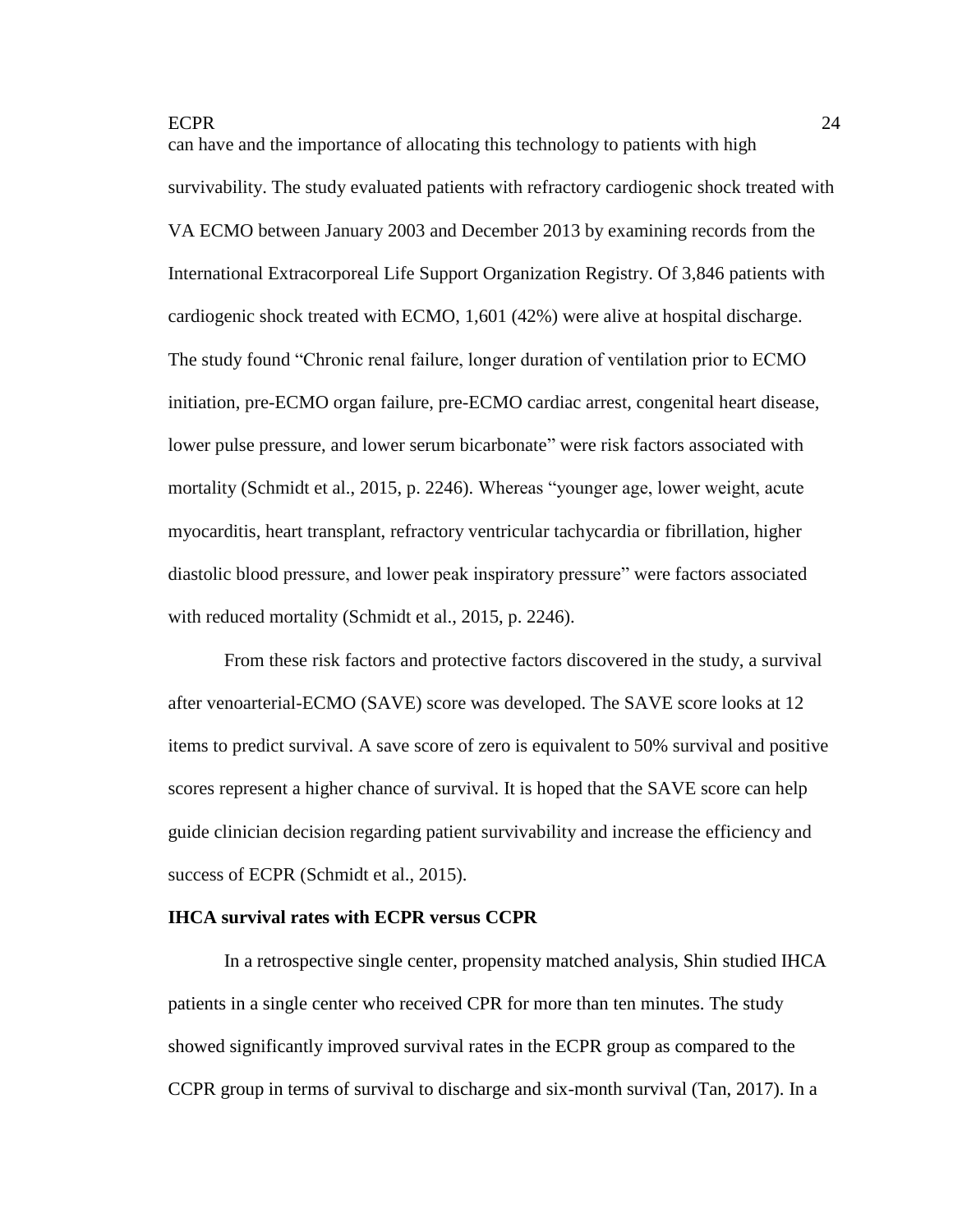can have and the importance of allocating this technology to patients with high survivability. The study evaluated patients with refractory cardiogenic shock treated with VA ECMO between January 2003 and December 2013 by examining records from the International Extracorporeal Life Support Organization Registry. Of 3,846 patients with cardiogenic shock treated with ECMO, 1,601 (42%) were alive at hospital discharge. The study found "Chronic renal failure, longer duration of ventilation prior to ECMO initiation, pre-ECMO organ failure, pre-ECMO cardiac arrest, congenital heart disease, lower pulse pressure, and lower serum bicarbonate" were risk factors associated with mortality (Schmidt et al., 2015, p. 2246). Whereas "younger age, lower weight, acute myocarditis, heart transplant, refractory ventricular tachycardia or fibrillation, higher diastolic blood pressure, and lower peak inspiratory pressure" were factors associated with reduced mortality (Schmidt et al., 2015, p. 2246).

From these risk factors and protective factors discovered in the study, a survival after venoarterial-ECMO (SAVE) score was developed. The SAVE score looks at 12 items to predict survival. A save score of zero is equivalent to 50% survival and positive scores represent a higher chance of survival. It is hoped that the SAVE score can help guide clinician decision regarding patient survivability and increase the efficiency and success of ECPR (Schmidt et al., 2015).

### IHCA survival rates with ECPR versus CCPR

In a retrospective single center, propensity matched analysis, Shin studied IHCA patients in a single center who received CPR for more than ten minutes. The study showed significantly improved survival rates in the ECPR group as compared to the CCPR group in terms of survival to discharge and six-month survival (Tan, 2017). In a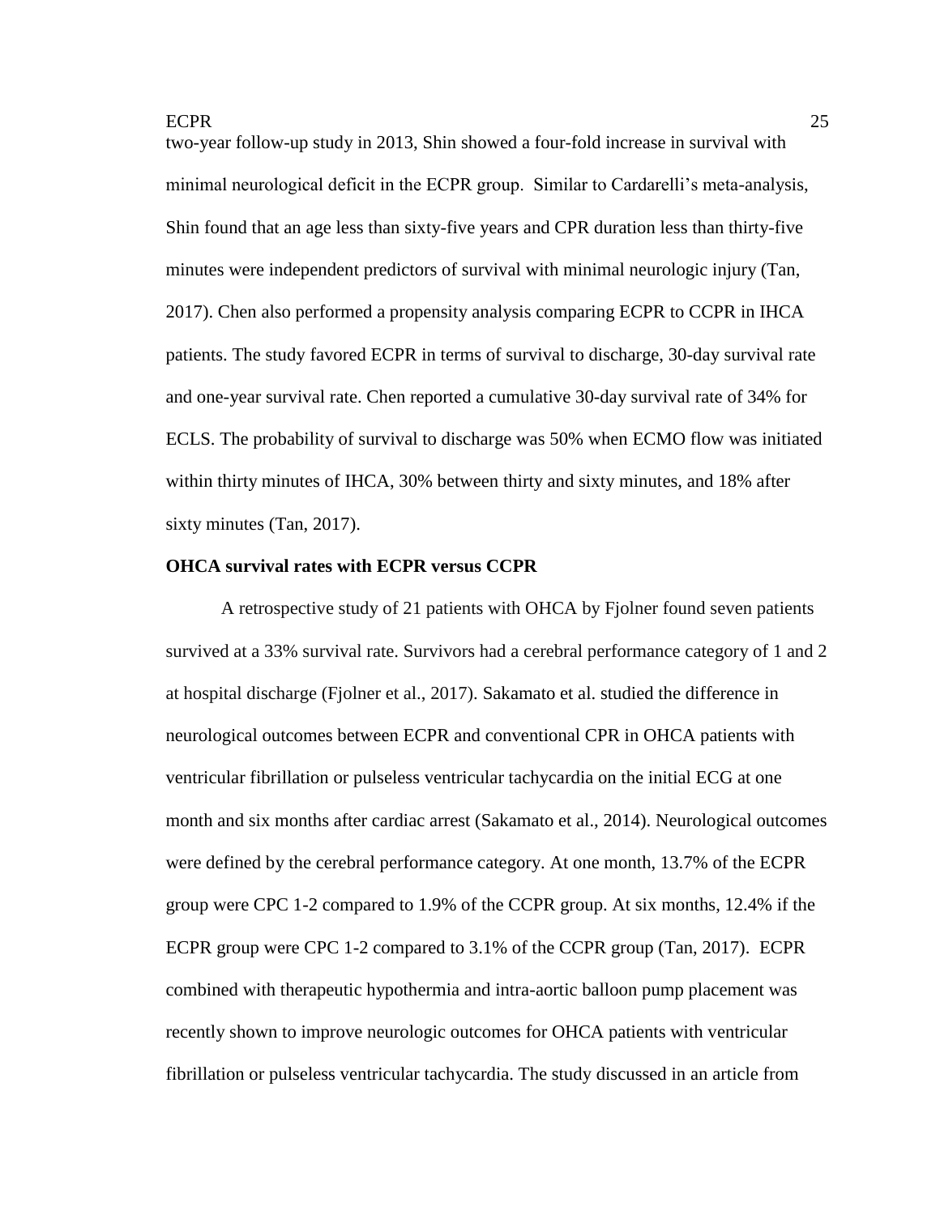two-year follow-up study in 2013, Shin showed a four-fold increase in survival with minimal neurological deficit in the ECPR group. Similar to Cardarelli's meta-analysis, Shin found that an age less than sixty-five years and CPR duration less than thirty-five minutes were independent predictors of survival with minimal neurologic injury (Tan, 2017). Chen also performed a propensity analysis comparing ECPR to CCPR in IHCA patients. The study favored ECPR in terms of survival to discharge, 30-day survival rate and one-year survival rate. Chen reported a cumulative 30-day survival rate of 34% for ECLS. The probability of survival to discharge was 50% when ECMO flow was initiated within thirty minutes of IHCA, 30% between thirty and sixty minutes, and 18% after sixty minutes (Tan, 2017).

**OHCA survival rates with ECPR versus CCPR**

A retrospective study of 21 patients with OHCA by Fjolner found seven patients survived at a 33% survival rate. Survivors had a cerebral performance category of 1 and 2 at hospital discharge (Fjolner et al., 2017). Sakamato et al. studied the difference in neurological outcomes between ECPR and conventional CPR in OHCA patients with ventricular fibrillation or pulseless ventricular tachycardia on the initial ECG at one month and six months after cardiac arrest (Sakamato et al., 2014). Neurological outcomes were defined by the cerebral performance category. At one month, 13.7% of the ECPR group were CPC 1-2 compared to 1.9% of the CCPR group. At six months, 12.4% if the ECPR group were CPC 1-2 compared to 3.1% of the CCPR group (Tan, 2017). ECPR combined with therapeutic hypothermia and intra-aortic balloon pump placement was recently shown to improve neurologic outcomes for OHCA patients with ventricular fibrillation or pulseless ventricular tachycardia. The study discussed in an article from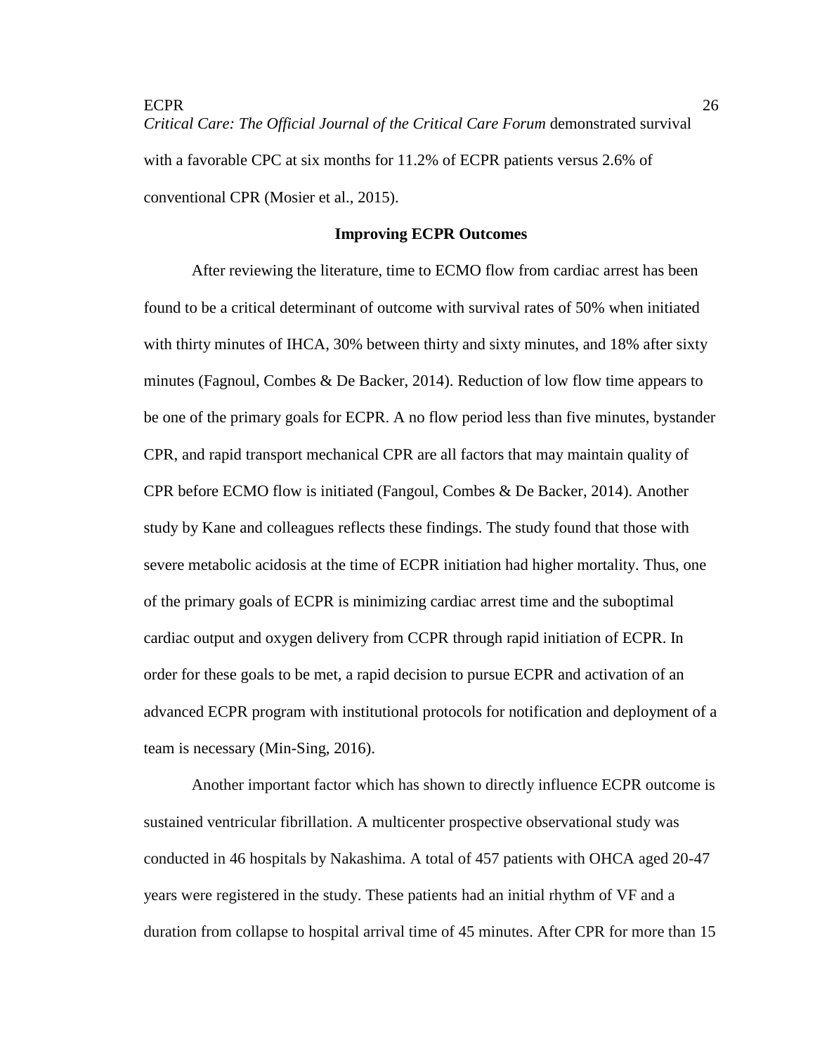*Critical Care: The Official Journal of the Critical Care Forum* demonstrated survival with a favorable CPC at six months for 11.2% of ECPR patients versus 2.6% of conventional CPR (Mosier et al., 2015).

## Improving ECPR Outcomes

After reviewing the literature, time to ECMO flow from cardiac arrest has been found to be a critical determinant of outcome with survival rates of 50% when initiated with thirty minutes of IHCA, 30% between thirty and sixty minutes, and 18% after sixty minutes (Fagnoul, Combes & De Backer, 2014). Reduction of low flow time appears to be one of the primary goals for ECPR. A no flow period less than five minutes, bystander CPR, and rapid transport mechanical CPR are all factors that may maintain quality of CPR before ECMO flow is initiated (Fangoul, Combes & De Backer, 2014). Another study by Kane and colleagues reflects these findings. The study found that those with severe metabolic acidosis at the time of ECPR initiation had higher mortality. Thus, one of the primary goals of ECPR is minimizing cardiac arrest time and the suboptimal cardiac output and oxygen delivery from CCPR through rapid initiation of ECPR. In order for these goals to be met, a rapid decision to pursue ECPR and activation of an advanced ECPR program with institutional protocols for notification and deployment of a team is necessary (Min-Sing, 2016).

Another important factor which has shown to directly influence ECPR outcome is sustained ventricular fibrillation. A multicenter prospective observational study was conducted in 46 hospitals by Nakashima. A total of 457 patients with OHCA aged 20-47 years were registered in the study. These patients had an initial rhythm of VF and a duration from collapse to hospital arrival time of 45 minutes. After CPR for more than 15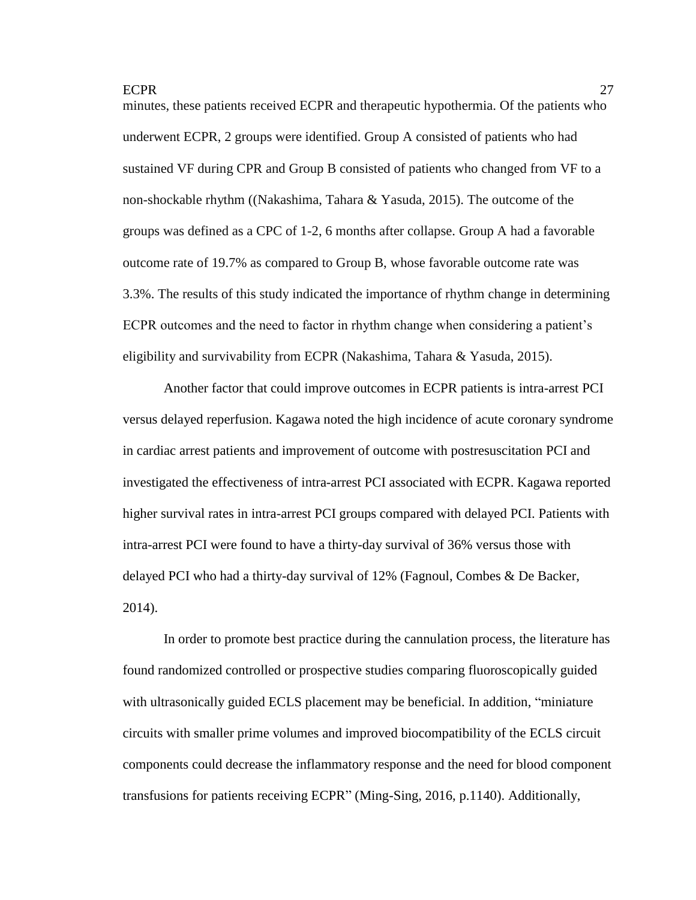minutes, these patients received ECPR and therapeutic hypothermia. Of the patients who underwent ECPR, 2 groups were identified. Group A consisted of patients who had sustained VF during CPR and Group B consisted of patients who changed from VF to a non-shockable rhythm ((Nakashima, Tahara & Yasuda, 2015). The outcome of the groups was defined as a CPC of 1-2, 6 months after collapse. Group A had a favorable outcome rate of 19.7% as compared to Group B, whose favorable outcome rate was 3.3%. The results of this study indicated the importance of rhythm change in determining ECPR outcomes and the need to factor in rhythm change when considering a patient's eligibility and survivability from ECPR (Nakashima, Tahara & Yasuda, 2015).

Another factor that could improve outcomes in ECPR patients is intra-arrest PCI versus delayed reperfusion. Kagawa noted the high incidence of acute coronary syndrome in cardiac arrest patients and improvement of outcome with postresuscitation PCI and investigated the effectiveness of intra-arrest PCI associated with ECPR. Kagawa reported higher survival rates in intra-arrest PCI groups compared with delayed PCI. Patients with intra-arrest PCI were found to have a thirty-day survival of 36% versus those with delayed PCI who had a thirty-day survival of 12% (Fagnoul, Combes & De Backer, 2014).

In order to promote best practice during the cannulation process, the literature has found randomized controlled or prospective studies comparing fluoroscopically guided with ultrasonically guided ECLS placement may be beneficial. In addition, "miniature circuits with smaller prime volumes and improved biocompatibility of the ECLS circuit components could decrease the inflammatory response and the need for blood component transfusions for patients receiving ECPR" (Ming-Sing, 2016, p.1140). Additionally,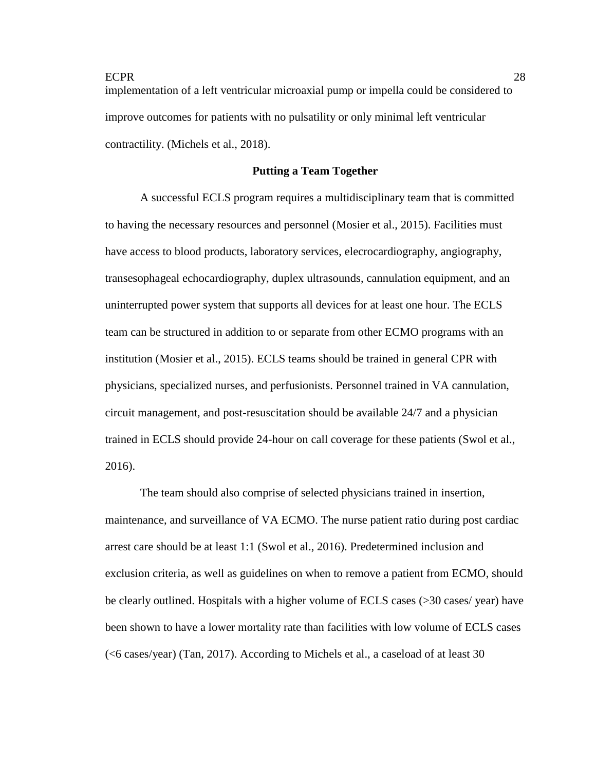implementation of a left ventricular microaxial pump or impella could be considered to improve outcomes for patients with no pulsatility or only minimal left ventricular contractility. (Michels et al., 2018).

## Putting a Team Together

A successful ECLS program requires a multidisciplinary team that is committed to having the necessary resources and personnel (Mosier et al., 2015). Facilities must have access to blood products, laboratory services, elecrocardiography, angiography, transesophageal echocardiography, duplex ultrasounds, cannulation equipment, and an uninterrupted power system that supports all devices for at least one hour. The ECLS team can be structured in addition to or separate from other ECMO programs with an institution (Mosier et al., 2015). ECLS teams should be trained in general CPR with physicians, specialized nurses, and perfusionists. Personnel trained in VA cannulation, circuit management, and post-resuscitation should be available 24/7 and a physician trained in ECLS should provide 24-hour on call coverage for these patients (Swol et al., 2016).

The team should also comprise of selected physicians trained in insertion, maintenance, and surveillance of VA ECMO. The nurse patient ratio during post cardiac arrest care should be at least 1:1 (Swol et al., 2016). Predetermined inclusion and exclusion criteria, as well as guidelines on when to remove a patient from ECMO, should be clearly outlined. Hospitals with a higher volume of ECLS cases (>30 cases/ year) have been shown to have a lower mortality rate than facilities with low volume of ECLS cases (<6 cases/year) (Tan, 2017). According to Michels et al., a caseload of at least 30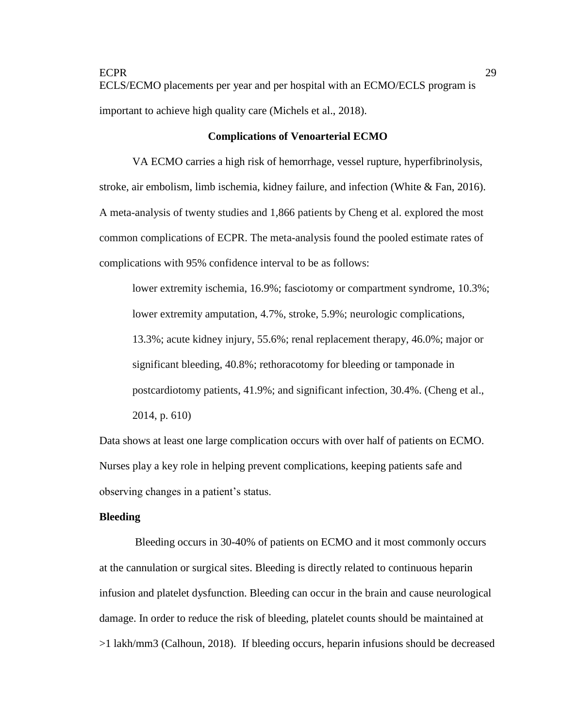ECLS/ECMO placements per year and per hospital with an ECMO/ECLS program is important to achieve high quality care (Michels et al., 2018).

## Complications of Venoarterial ECMO

VA ECMO carries a high risk of hemorrhage, vessel rupture, hyperfibrinolysis, stroke, air embolism, limb ischemia, kidney failure, and infection (White & Fan, 2016). A meta-analysis of twenty studies and 1,866 patients by Cheng et al. explored the most common complications of ECPR. The meta-analysis found the pooled estimate rates of complications with 95% confidence interval to be as follows:

> lower extremity ischemia, 16.9%; fasciotomy or compartment syndrome, 10.3%; lower extremity amputation, 4.7%, stroke, 5.9%; neurologic complications, 13.3%; acute kidney injury, 55.6%; renal replacement therapy, 46.0%; major or significant bleeding, 40.8%; rethoracotomy for bleeding or tamponade in postcardiotomy patients, 41.9%; and significant infection, 30.4%. (Cheng et al., 2014, p. 610)

Data shows at least one large complication occurs with over half of patients on ECMO. Nurses play a key role in helping prevent complications, keeping patients safe and observing changes in a patient's status.

### Bleeding

Bleeding occurs in 30-40% of patients on ECMO and it most commonly occurs at the cannulation or surgical sites. Bleeding is directly related to continuous heparin infusion and platelet dysfunction. Bleeding can occur in the brain and cause neurological damage. In order to reduce the risk of bleeding, platelet counts should be maintained at >1 lakh/mm3 (Calhoun, 2018). If bleeding occurs, heparin infusions should be decreased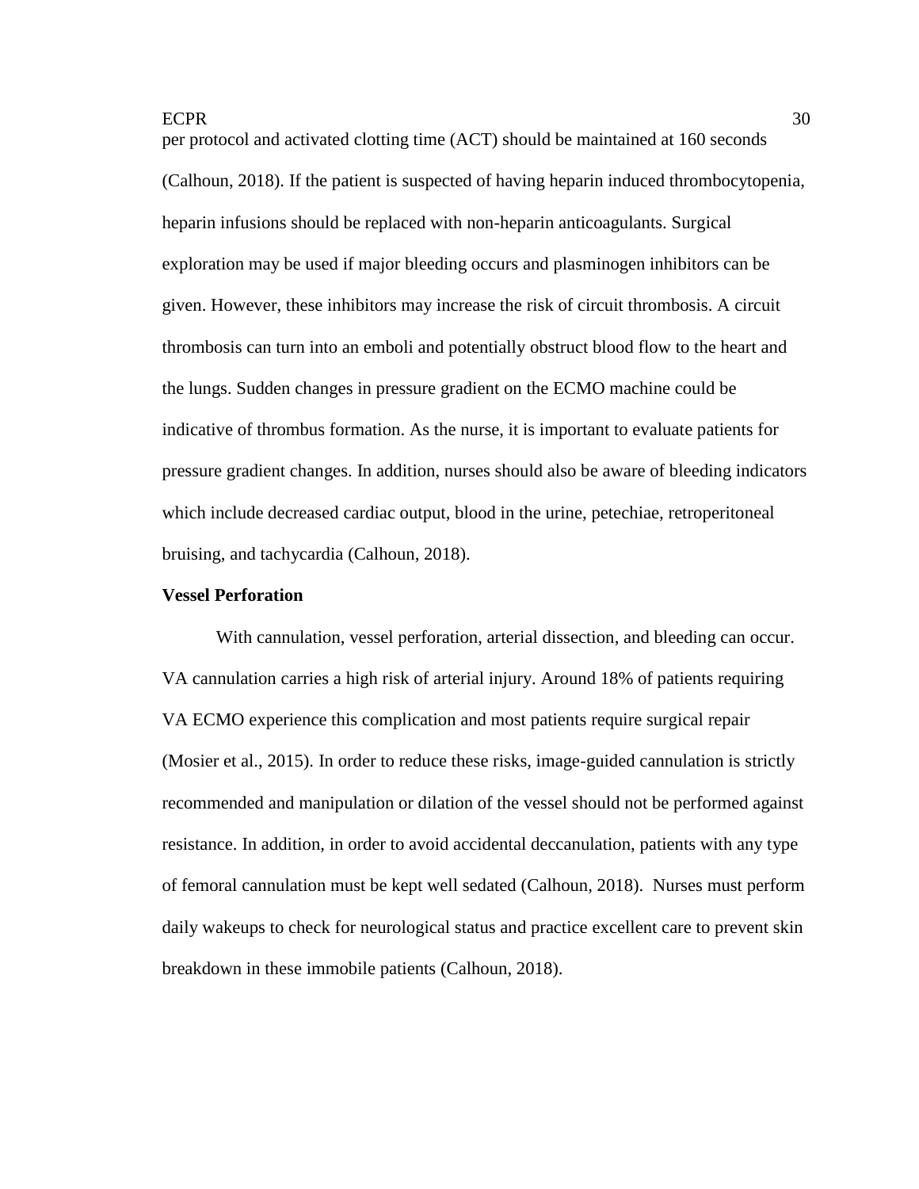per protocol and activated clotting time (ACT) should be maintained at 160 seconds (Calhoun, 2018). If the patient is suspected of having heparin induced thrombocytopenia, heparin infusions should be replaced with non-heparin anticoagulants. Surgical exploration may be used if major bleeding occurs and plasminogen inhibitors can be given. However, these inhibitors may increase the risk of circuit thrombosis. A circuit thrombosis can turn into an emboli and potentially obstruct blood flow to the heart and the lungs. Sudden changes in pressure gradient on the ECMO machine could be indicative of thrombus formation. As the nurse, it is important to evaluate patients for pressure gradient changes. In addition, nurses should also be aware of bleeding indicators which include decreased cardiac output, blood in the urine, petechiae, retroperitoneal bruising, and tachycardia (Calhoun, 2018).

**Vessel Perforation**

With cannulation, vessel perforation, arterial dissection, and bleeding can occur. VA cannulation carries a high risk of arterial injury. Around 18% of patients requiring VA ECMO experience this complication and most patients require surgical repair (Mosier et al., 2015). In order to reduce these risks, image-guided cannulation is strictly recommended and manipulation or dilation of the vessel should not be performed against resistance. In addition, in order to avoid accidental deccanulation, patients with any type of femoral cannulation must be kept well sedated (Calhoun, 2018). Nurses must perform daily wakeups to check for neurological status and practice excellent care to prevent skin breakdown in these immobile patients (Calhoun, 2018).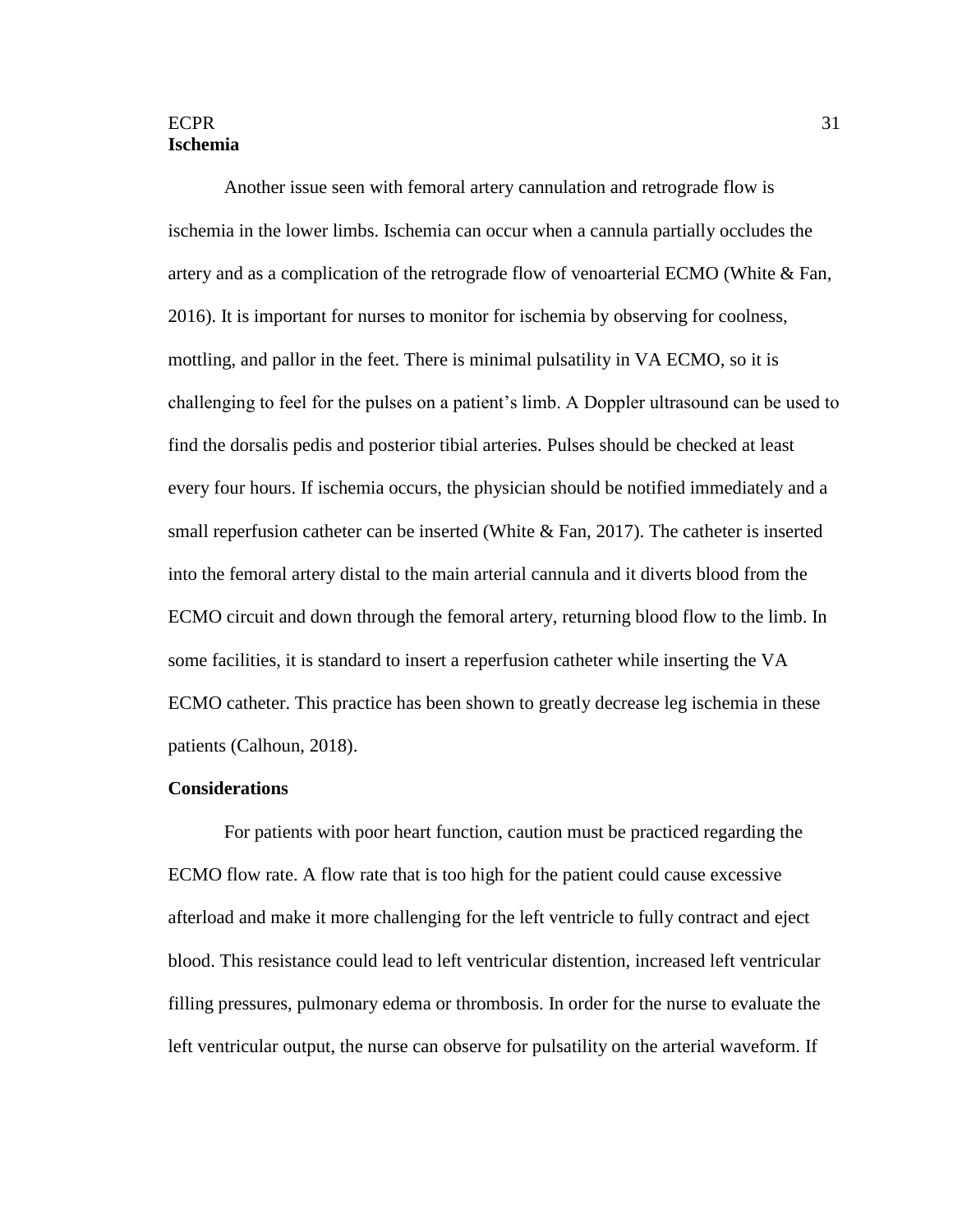**Ischemia**

Another issue seen with femoral artery cannulation and retrograde flow is ischemia in the lower limbs. Ischemia can occur when a cannula partially occludes the artery and as a complication of the retrograde flow of venoarterial ECMO (White & Fan, 2016). It is important for nurses to monitor for ischemia by observing for coolness, mottling, and pallor in the feet. There is minimal pulsatility in VA ECMO, so it is challenging to feel for the pulses on a patient's limb. A Doppler ultrasound can be used to find the dorsalis pedis and posterior tibial arteries. Pulses should be checked at least every four hours. If ischemia occurs, the physician should be notified immediately and a small reperfusion catheter can be inserted (White & Fan, 2017). The catheter is inserted into the femoral artery distal to the main arterial cannula and it diverts blood from the ECMO circuit and down through the femoral artery, returning blood flow to the limb. In some facilities, it is standard to insert a reperfusion catheter while inserting the VA ECMO catheter. This practice has been shown to greatly decrease leg ischemia in these patients (Calhoun, 2018).

**Considerations**

For patients with poor heart function, caution must be practiced regarding the ECMO flow rate. A flow rate that is too high for the patient could cause excessive afterload and make it more challenging for the left ventricle to fully contract and eject blood. This resistance could lead to left ventricular distention, increased left ventricular filling pressures, pulmonary edema or thrombosis. In order for the nurse to evaluate the left ventricular output, the nurse can observe for pulsatility on the arterial waveform. If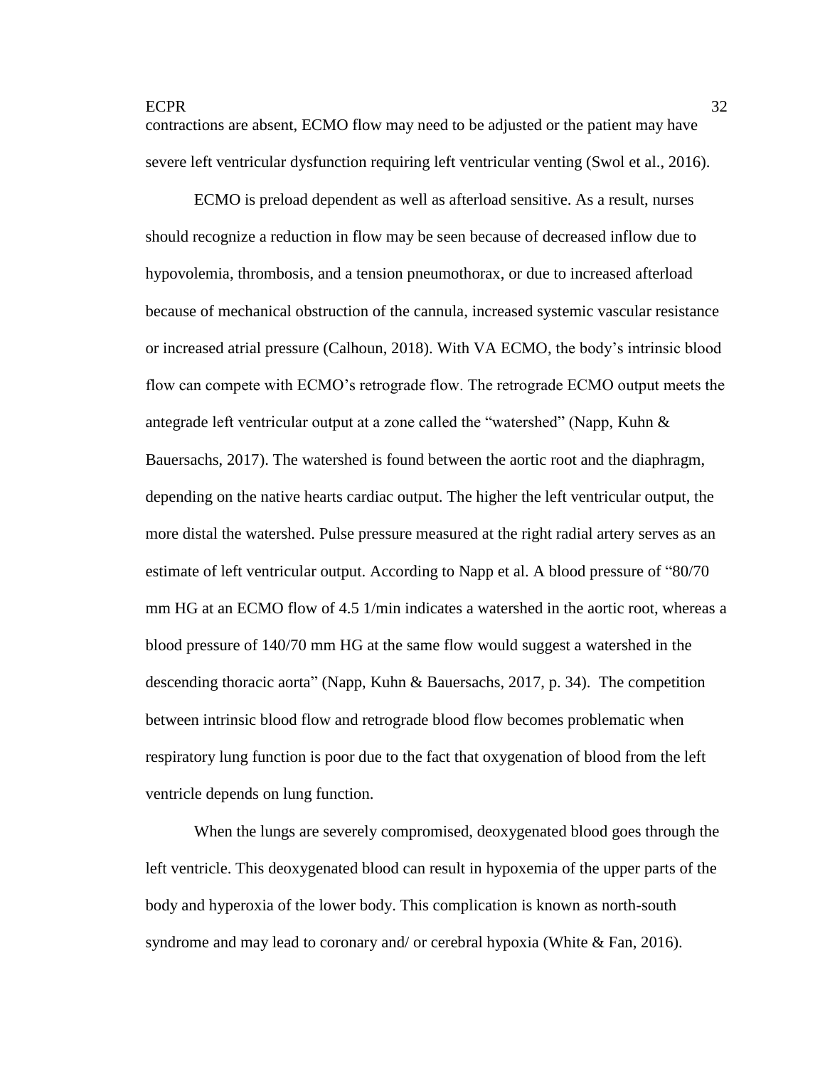contractions are absent, ECMO flow may need to be adjusted or the patient may have severe left ventricular dysfunction requiring left ventricular venting (Swol et al., 2016).

ECMO is preload dependent as well as afterload sensitive. As a result, nurses should recognize a reduction in flow may be seen because of decreased inflow due to hypovolemia, thrombosis, and a tension pneumothorax, or due to increased afterload because of mechanical obstruction of the cannula, increased systemic vascular resistance or increased atrial pressure (Calhoun, 2018). With VA ECMO, the body's intrinsic blood flow can compete with ECMO's retrograde flow. The retrograde ECMO output meets the antegrade left ventricular output at a zone called the "watershed" (Napp, Kuhn & Bauersachs, 2017). The watershed is found between the aortic root and the diaphragm, depending on the native hearts cardiac output. The higher the left ventricular output, the more distal the watershed. Pulse pressure measured at the right radial artery serves as an estimate of left ventricular output. According to Napp et al. A blood pressure of "80/70 mm HG at an ECMO flow of 4.5 1/min indicates a watershed in the aortic root, whereas a blood pressure of 140/70 mm HG at the same flow would suggest a watershed in the descending thoracic aorta" (Napp, Kuhn & Bauersachs, 2017, p. 34). The competition between intrinsic blood flow and retrograde blood flow becomes problematic when respiratory lung function is poor due to the fact that oxygenation of blood from the left ventricle depends on lung function.

When the lungs are severely compromised, deoxygenated blood goes through the left ventricle. This deoxygenated blood can result in hypoxemia of the upper parts of the body and hyperoxia of the lower body. This complication is known as north-south syndrome and may lead to coronary and/ or cerebral hypoxia (White & Fan, 2016).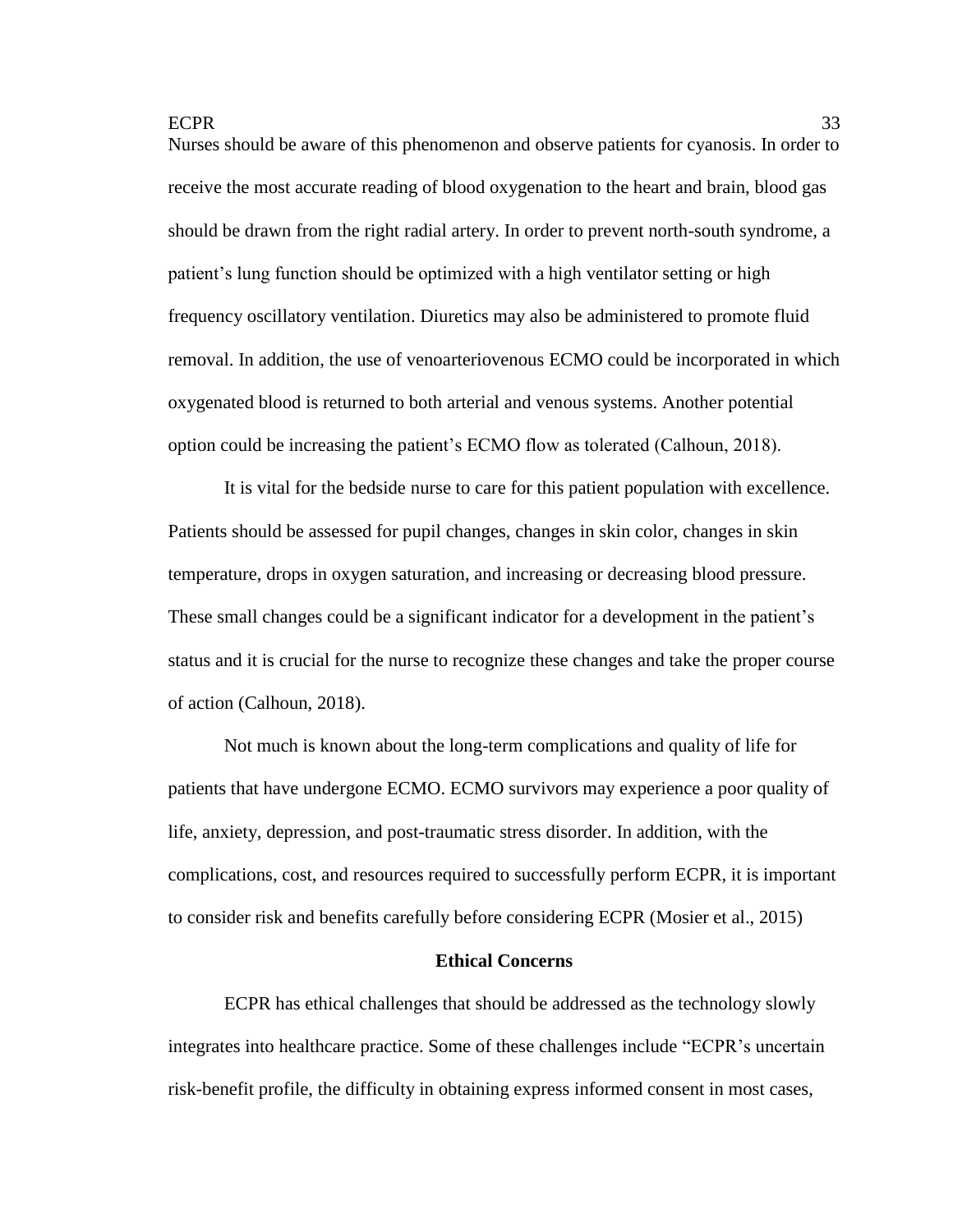Nurses should be aware of this phenomenon and observe patients for cyanosis. In order to receive the most accurate reading of blood oxygenation to the heart and brain, blood gas should be drawn from the right radial artery. In order to prevent north-south syndrome, a patient's lung function should be optimized with a high ventilator setting or high frequency oscillatory ventilation. Diuretics may also be administered to promote fluid removal. In addition, the use of venoarteriovenous ECMO could be incorporated in which oxygenated blood is returned to both arterial and venous systems. Another potential option could be increasing the patient's ECMO flow as tolerated (Calhoun, 2018).

It is vital for the bedside nurse to care for this patient population with excellence. Patients should be assessed for pupil changes, changes in skin color, changes in skin temperature, drops in oxygen saturation, and increasing or decreasing blood pressure. These small changes could be a significant indicator for a development in the patient's status and it is crucial for the nurse to recognize these changes and take the proper course of action (Calhoun, 2018).

Not much is known about the long-term complications and quality of life for patients that have undergone ECMO. ECMO survivors may experience a poor quality of life, anxiety, depression, and post-traumatic stress disorder. In addition, with the complications, cost, and resources required to successfully perform ECPR, it is important to consider risk and benefits carefully before considering ECPR (Mosier et al., 2015)

## Ethical Concerns

ECPR has ethical challenges that should be addressed as the technology slowly integrates into healthcare practice. Some of these challenges include "ECPR's uncertain risk-benefit profile, the difficulty in obtaining express informed consent in most cases,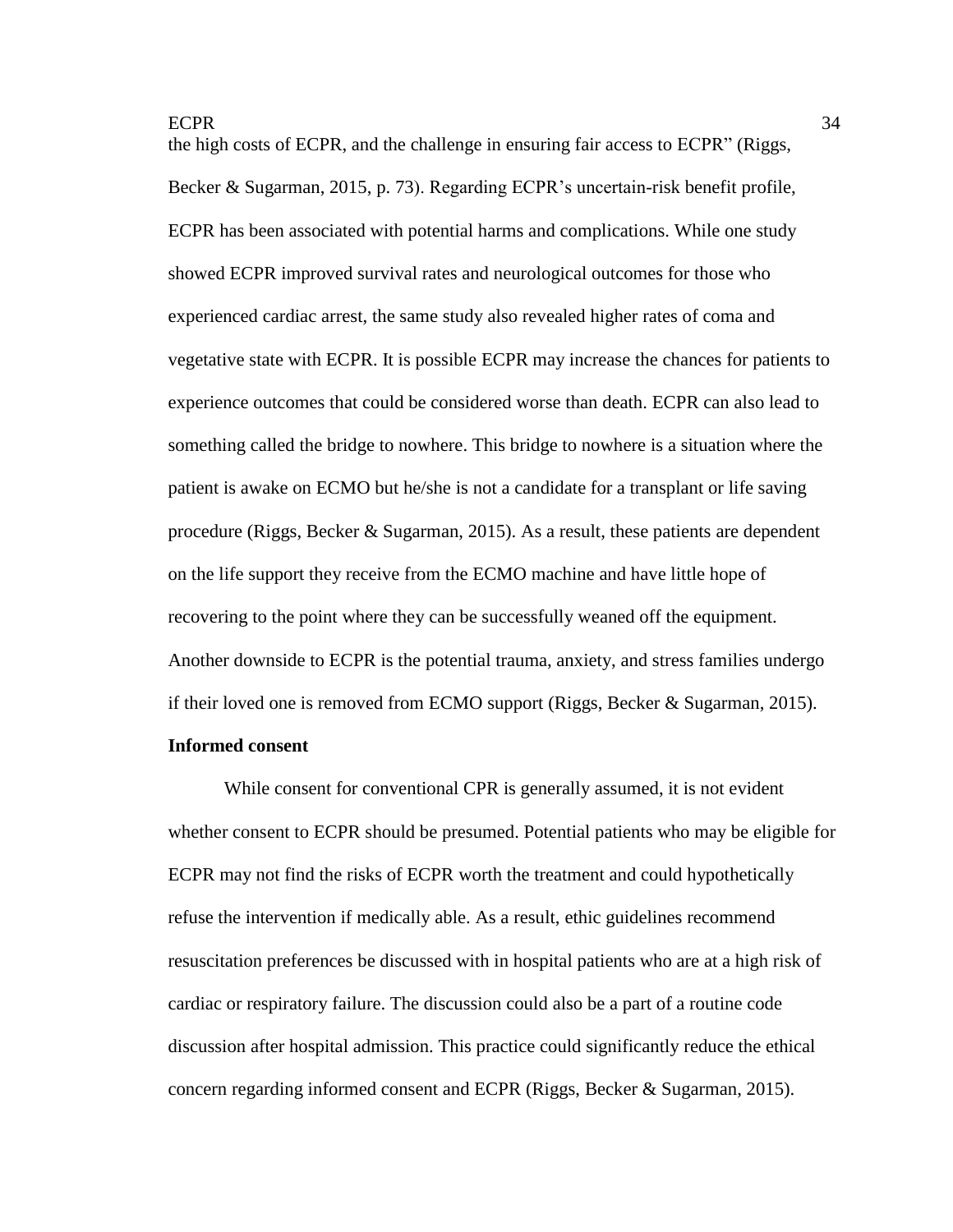the high costs of ECPR, and the challenge in ensuring fair access to ECPR" (Riggs, Becker & Sugarman, 2015, p. 73). Regarding ECPR's uncertain-risk benefit profile, ECPR has been associated with potential harms and complications. While one study showed ECPR improved survival rates and neurological outcomes for those who experienced cardiac arrest, the same study also revealed higher rates of coma and vegetative state with ECPR. It is possible ECPR may increase the chances for patients to experience outcomes that could be considered worse than death. ECPR can also lead to something called the bridge to nowhere. This bridge to nowhere is a situation where the patient is awake on ECMO but he/she is not a candidate for a transplant or life saving procedure (Riggs, Becker & Sugarman, 2015). As a result, these patients are dependent on the life support they receive from the ECMO machine and have little hope of recovering to the point where they can be successfully weaned off the equipment. Another downside to ECPR is the potential trauma, anxiety, and stress families undergo if their loved one is removed from ECMO support (Riggs, Becker & Sugarman, 2015).

**Informed consent**

While consent for conventional CPR is generally assumed, it is not evident whether consent to ECPR should be presumed. Potential patients who may be eligible for ECPR may not find the risks of ECPR worth the treatment and could hypothetically refuse the intervention if medically able. As a result, ethic guidelines recommend resuscitation preferences be discussed with in hospital patients who are at a high risk of cardiac or respiratory failure. The discussion could also be a part of a routine code discussion after hospital admission. This practice could significantly reduce the ethical concern regarding informed consent and ECPR (Riggs, Becker & Sugarman, 2015).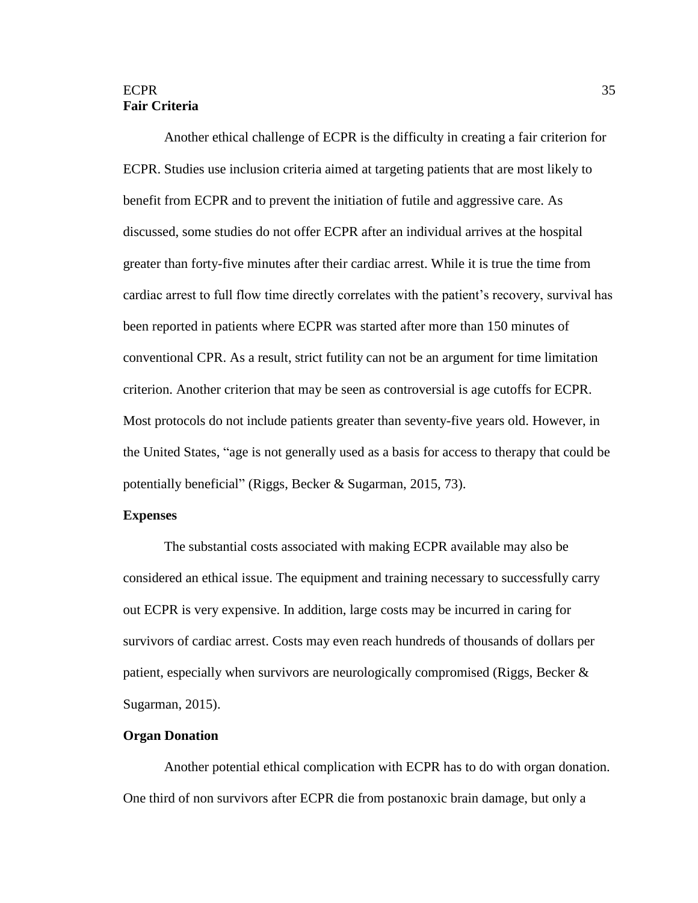**Fair Criteria**

Another ethical challenge of ECPR is the difficulty in creating a fair criterion for ECPR. Studies use inclusion criteria aimed at targeting patients that are most likely to benefit from ECPR and to prevent the initiation of futile and aggressive care. As discussed, some studies do not offer ECPR after an individual arrives at the hospital greater than forty-five minutes after their cardiac arrest. While it is true the time from cardiac arrest to full flow time directly correlates with the patient's recovery, survival has been reported in patients where ECPR was started after more than 150 minutes of conventional CPR. As a result, strict futility can not be an argument for time limitation criterion. Another criterion that may be seen as controversial is age cutoffs for ECPR. Most protocols do not include patients greater than seventy-five years old. However, in the United States, "age is not generally used as a basis for access to therapy that could be potentially beneficial" (Riggs, Becker & Sugarman, 2015, 73).

**Expenses**

The substantial costs associated with making ECPR available may also be considered an ethical issue. The equipment and training necessary to successfully carry out ECPR is very expensive. In addition, large costs may be incurred in caring for survivors of cardiac arrest. Costs may even reach hundreds of thousands of dollars per patient, especially when survivors are neurologically compromised (Riggs, Becker & Sugarman, 2015).

**Organ Donation**

Another potential ethical complication with ECPR has to do with organ donation. One third of non survivors after ECPR die from postanoxic brain damage, but only a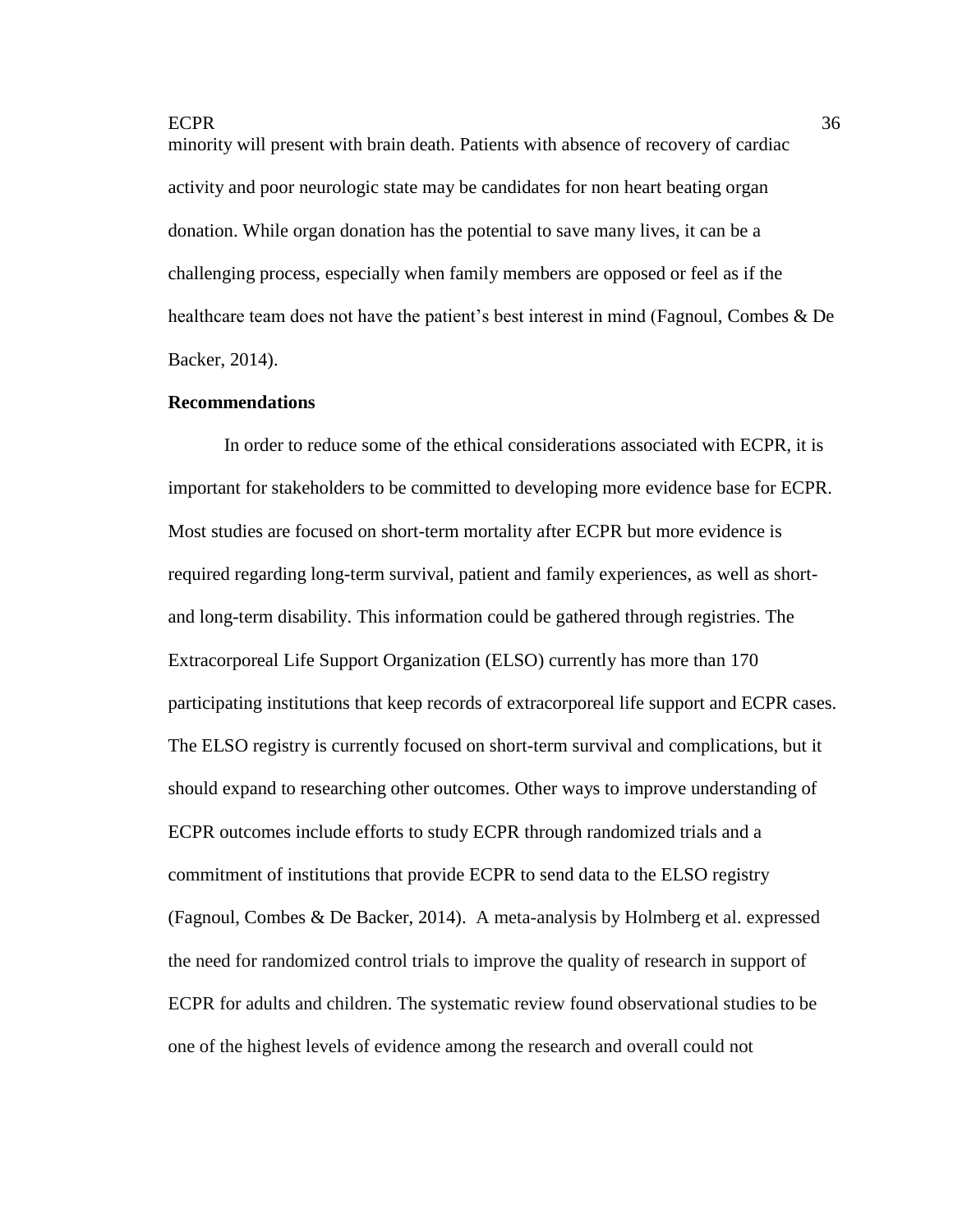minority will present with brain death. Patients with absence of recovery of cardiac activity and poor neurologic state may be candidates for non heart beating organ donation. While organ donation has the potential to save many lives, it can be a challenging process, especially when family members are opposed or feel as if the healthcare team does not have the patient's best interest in mind (Fagnoul, Combes & De Backer, 2014).

## Recommendations

In order to reduce some of the ethical considerations associated with ECPR, it is important for stakeholders to be committed to developing more evidence base for ECPR. Most studies are focused on short-term mortality after ECPR but more evidence is required regarding long-term survival, patient and family experiences, as well as short- and long-term disability. This information could be gathered through registries. The Extracorporeal Life Support Organization (ELSO) currently has more than 170 participating institutions that keep records of extracorporeal life support and ECPR cases. The ELSO registry is currently focused on short-term survival and complications, but it should expand to researching other outcomes. Other ways to improve understanding of ECPR outcomes include efforts to study ECPR through randomized trials and a commitment of institutions that provide ECPR to send data to the ELSO registry (Fagnoul, Combes & De Backer, 2014). A meta-analysis by Holmberg et al. expressed the need for randomized control trials to improve the quality of research in support of ECPR for adults and children. The systematic review found observational studies to be one of the highest levels of evidence among the research and overall could not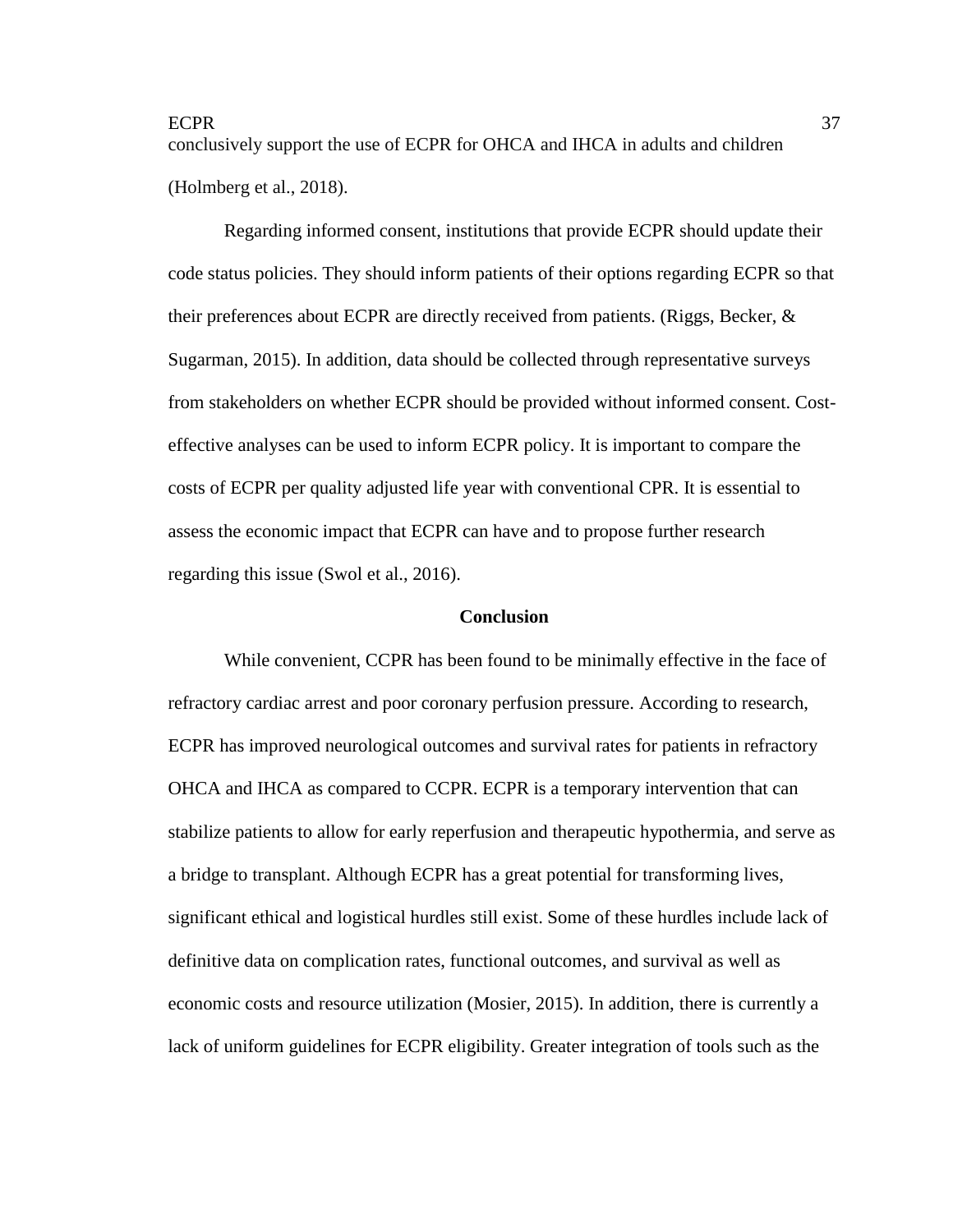conclusively support the use of ECPR for OHCA and IHCA in adults and children (Holmberg et al., 2018).

Regarding informed consent, institutions that provide ECPR should update their code status policies. They should inform patients of their options regarding ECPR so that their preferences about ECPR are directly received from patients. (Riggs, Becker, & Sugarman, 2015). In addition, data should be collected through representative surveys from stakeholders on whether ECPR should be provided without informed consent. Cost-effective analyses can be used to inform ECPR policy. It is important to compare the costs of ECPR per quality adjusted life year with conventional CPR. It is essential to assess the economic impact that ECPR can have and to propose further research regarding this issue (Swol et al., 2016).

## Conclusion

While convenient, CCPR has been found to be minimally effective in the face of refractory cardiac arrest and poor coronary perfusion pressure. According to research, ECPR has improved neurological outcomes and survival rates for patients in refractory OHCA and IHCA as compared to CCPR. ECPR is a temporary intervention that can stabilize patients to allow for early reperfusion and therapeutic hypothermia, and serve as a bridge to transplant. Although ECPR has a great potential for transforming lives, significant ethical and logistical hurdles still exist. Some of these hurdles include lack of definitive data on complication rates, functional outcomes, and survival as well as economic costs and resource utilization (Mosier, 2015). In addition, there is currently a lack of uniform guidelines for ECPR eligibility. Greater integration of tools such as the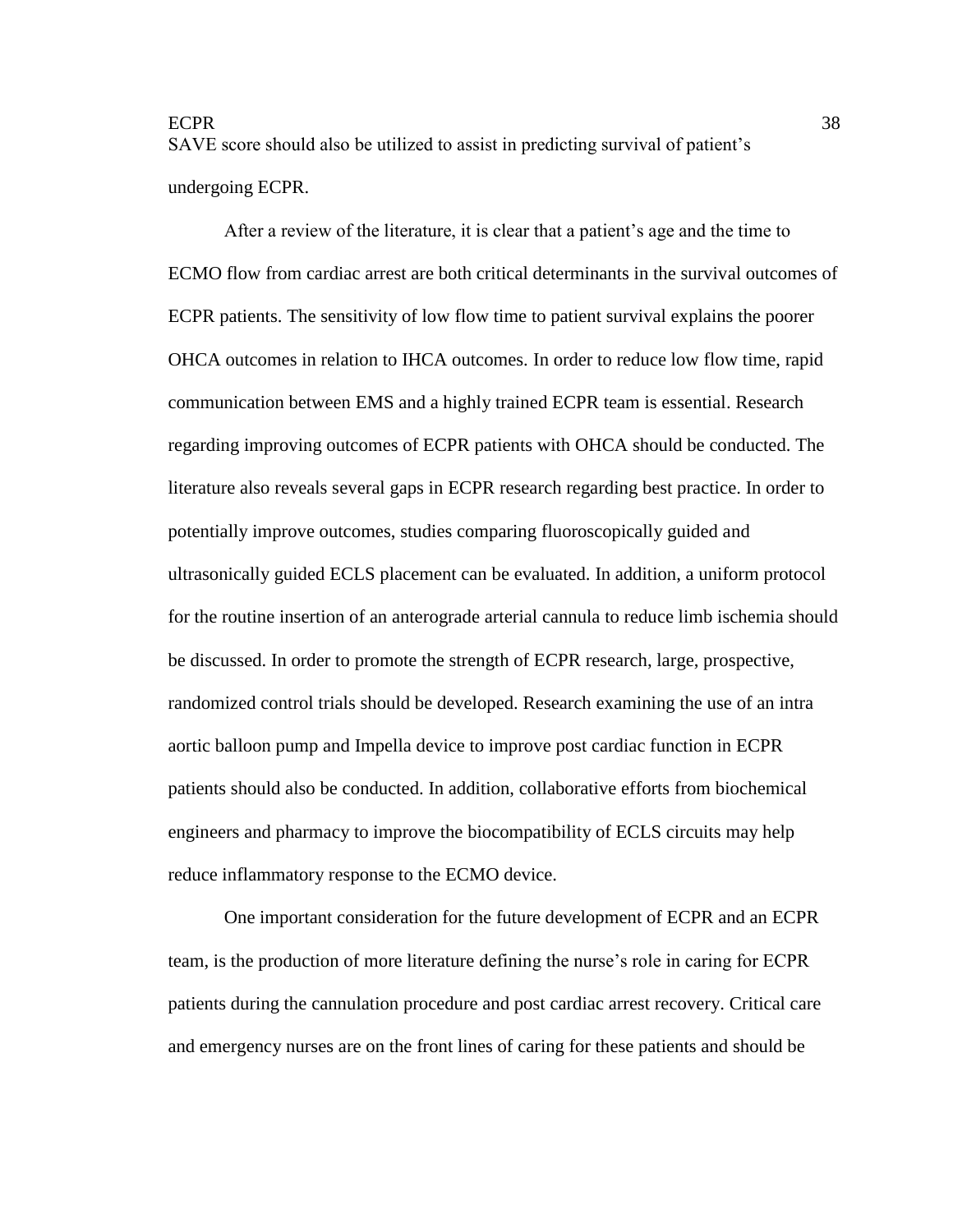SAVE score should also be utilized to assist in predicting survival of patient's undergoing ECPR.

After a review of the literature, it is clear that a patient's age and the time to ECMO flow from cardiac arrest are both critical determinants in the survival outcomes of ECPR patients. The sensitivity of low flow time to patient survival explains the poorer OHCA outcomes in relation to IHCA outcomes. In order to reduce low flow time, rapid communication between EMS and a highly trained ECPR team is essential. Research regarding improving outcomes of ECPR patients with OHCA should be conducted. The literature also reveals several gaps in ECPR research regarding best practice. In order to potentially improve outcomes, studies comparing fluoroscopically guided and ultrasonically guided ECLS placement can be evaluated. In addition, a uniform protocol for the routine insertion of an anterograde arterial cannula to reduce limb ischemia should be discussed. In order to promote the strength of ECPR research, large, prospective, randomized control trials should be developed. Research examining the use of an intra aortic balloon pump and Impella device to improve post cardiac function in ECPR patients should also be conducted. In addition, collaborative efforts from biochemical engineers and pharmacy to improve the biocompatibility of ECLS circuits may help reduce inflammatory response to the ECMO device.

One important consideration for the future development of ECPR and an ECPR team, is the production of more literature defining the nurse's role in caring for ECPR patients during the cannulation procedure and post cardiac arrest recovery. Critical care and emergency nurses are on the front lines of caring for these patients and should be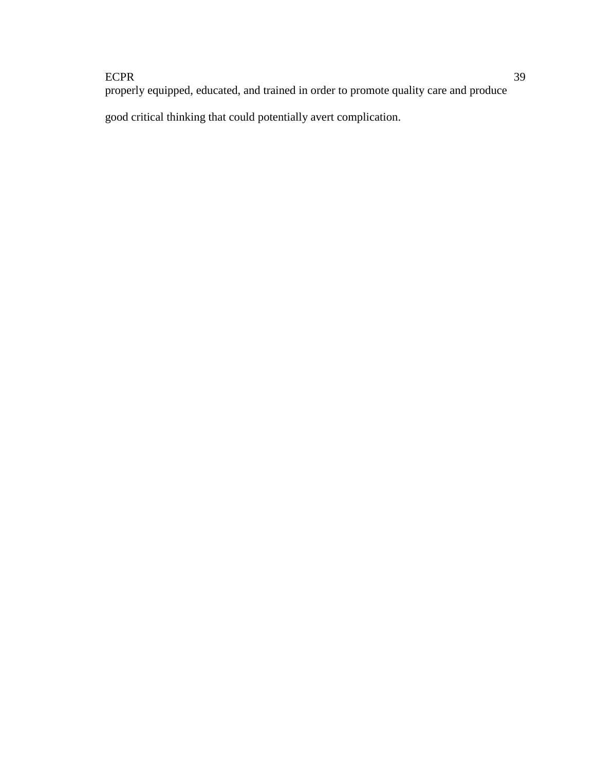properly equipped, educated, and trained in order to promote quality care and produce good critical thinking that could potentially avert complication.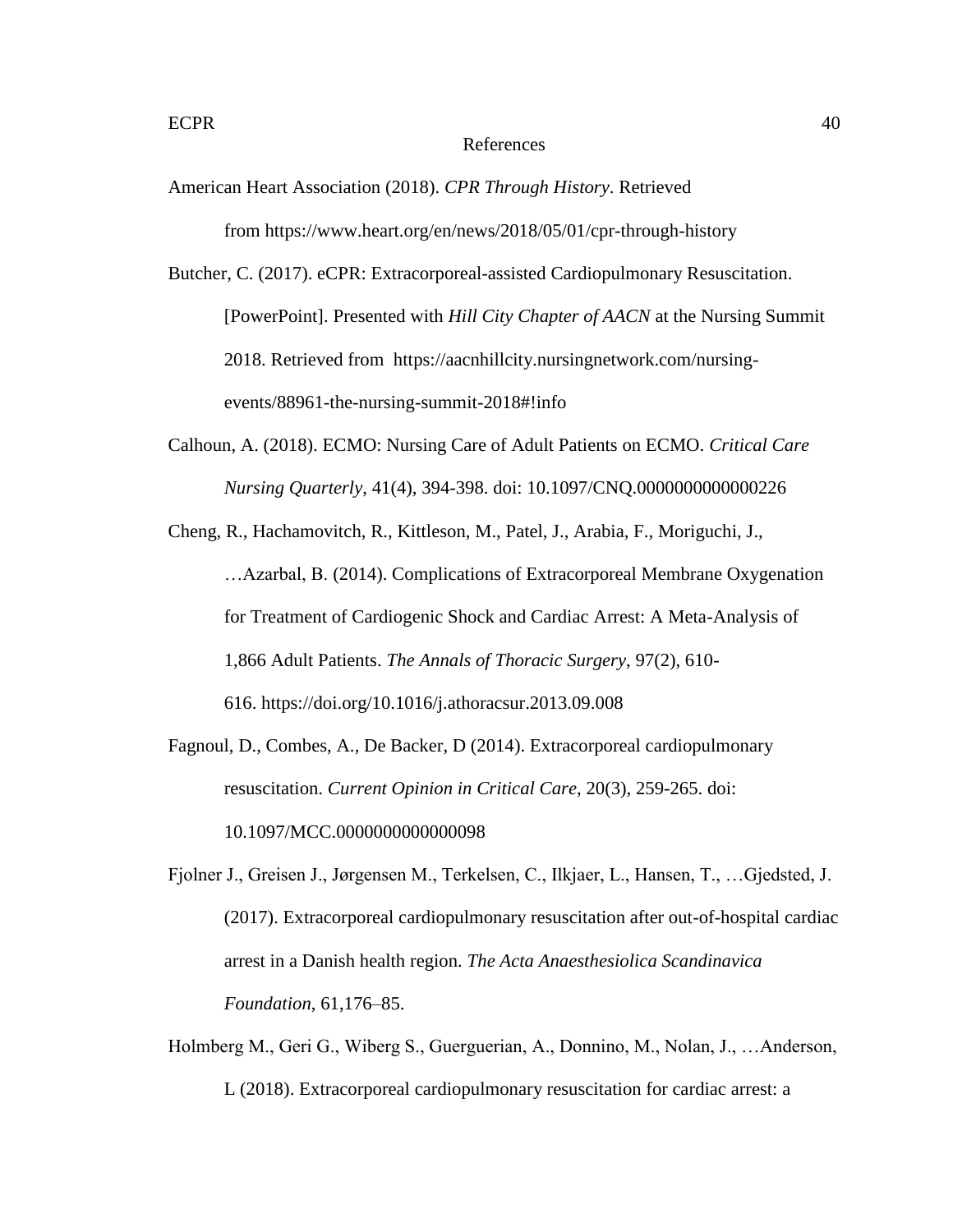# References

American Heart Association (2018). *CPR Through History*. Retrieved from https://www.heart.org/en/news/2018/05/01/cpr-through-history

Butcher, C. (2017). eCPR: Extracorporeal-assisted Cardiopulmonary Resuscitation. [PowerPoint]. Presented with *Hill City Chapter of AACN* at the Nursing Summit 2018. Retrieved from https://aacnhillcity.nursingnetwork.com/nursing-events/88961-the-nursing-summit-2018#!info

Calhoun, A. (2018). ECMO: Nursing Care of Adult Patients on ECMO. *Critical Care Nursing Quarterly*, 41(4), 394-398. doi: 10.1097/CNQ.0000000000000226

Cheng, R., Hachamovitch, R., Kittleson, M., Patel, J., Arabia, F., Moriguchi, J., …Azarbal, B. (2014). Complications of Extracorporeal Membrane Oxygenation for Treatment of Cardiogenic Shock and Cardiac Arrest: A Meta-Analysis of 1,866 Adult Patients. *The Annals of Thoracic Surgery*, 97(2), 610-616. https://doi.org/10.1016/j.athoracsur.2013.09.008

Fagnoul, D., Combes, A., De Backer, D (2014). Extracorporeal cardiopulmonary resuscitation. *Current Opinion in Critical Care*, 20(3), 259-265. doi: 10.1097/MCC.0000000000000098

Fjolner J., Greisen J., Jørgensen M., Terkelsen, C., Ilkjaer, L., Hansen, T., …Gjedsted, J. (2017). Extracorporeal cardiopulmonary resuscitation after out-of-hospital cardiac arrest in a Danish health region. *The Acta Anaesthesiolica Scandinavica Foundation*, 61,176–85.

Holmberg M., Geri G., Wiberg S., Guerguerian, A., Donnino, M., Nolan, J., …Anderson, L (2018). Extracorporeal cardiopulmonary resuscitation for cardiac arrest: a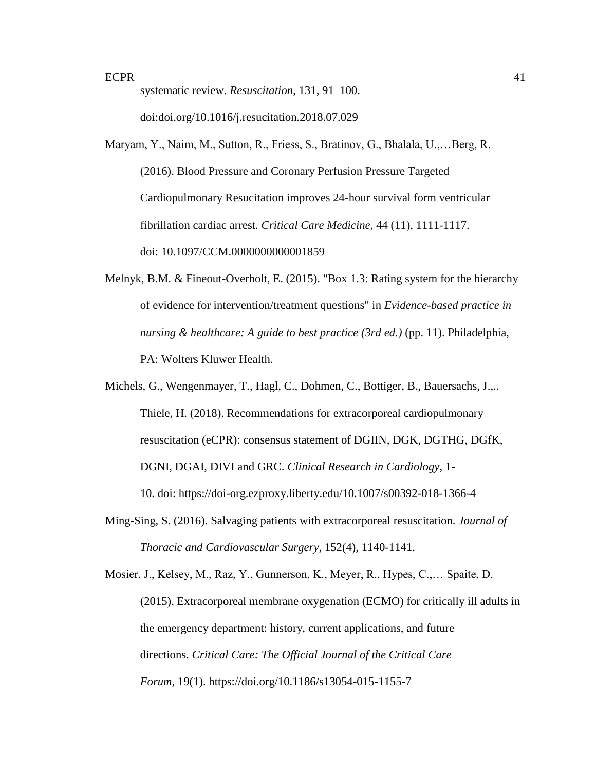systematic review. *Resuscitation*, 131, 91–100. doi:doi.org/10.1016/j.resuscitation.2018.07.029

Maryam, Y., Naim, M., Sutton, R., Friess, S., Bratinov, G., Bhalala, U.,…Berg, R. (2016). Blood Pressure and Coronary Perfusion Pressure Targeted Cardiopulmonary Resucitation improves 24-hour survival form ventricular fibrillation cardiac arrest. *Critical Care Medicine,* 44 (11), 1111-1117. doi: 10.1097/CCM.0000000000001859

Melnyk, B.M. & Fineout-Overholt, E. (2015). "Box 1.3: Rating system for the hierarchy of evidence for intervention/treatment questions" in *Evidence-based practice in nursing & healthcare: A guide to best practice (3rd ed.)* (pp. 11). Philadelphia, PA: Wolters Kluwer Health.

Michels, G., Wengenmayer, T., Hagl, C., Dohmen, C., Bottiger, B., Bauersachs, J.,.. Thiele, H. (2018). Recommendations for extracorporeal cardiopulmonary resuscitation (eCPR): consensus statement of DGIIN, DGK, DGTHG, DGfK, DGNI, DGAI, DIVI and GRC. *Clinical Research in Cardiology*, 1-10. doi: https://doi-org.ezproxy.liberty.edu/10.1007/s00392-018-1366-4

Ming-Sing, S. (2016). Salvaging patients with extracorporeal resuscitation. *Journal of Thoracic and Cardiovascular Surgery*, 152(4), 1140-1141.

Mosier, J., Kelsey, M., Raz, Y., Gunnerson, K., Meyer, R., Hypes, C.,… Spaite, D. (2015). Extracorporeal membrane oxygenation (ECMO) for critically ill adults in the emergency department: history, current applications, and future directions. *Critical Care: The Official Journal of the Critical Care Forum*, 19(1). https://doi.org/10.1186/s13054-015-1155-7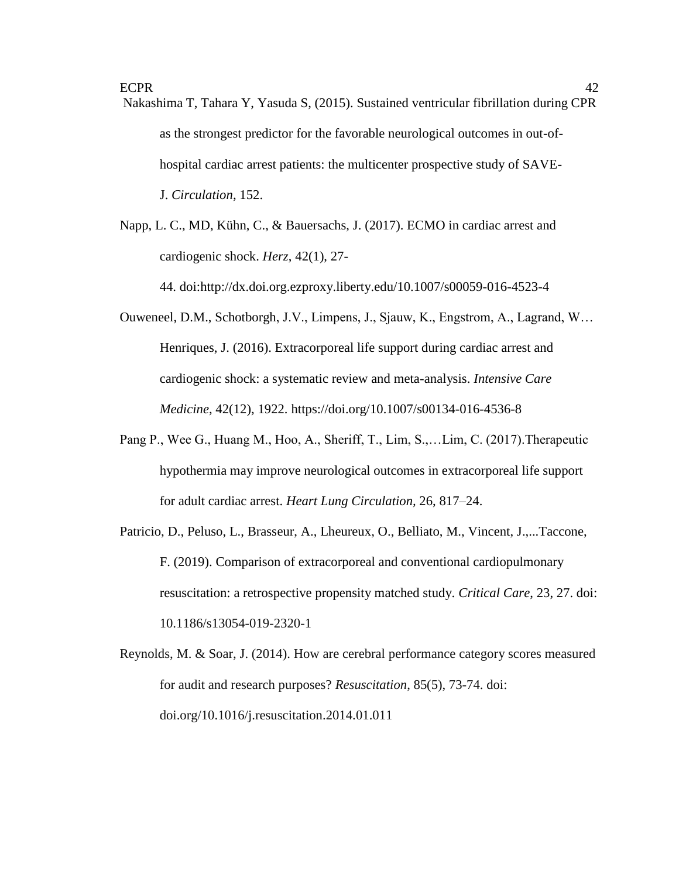Nakashima T, Tahara Y, Yasuda S, (2015). Sustained ventricular fibrillation during CPR as the strongest predictor for the favorable neurological outcomes in out-of-hospital cardiac arrest patients: the multicenter prospective study of SAVE-J. *Circulation*, 152.

Napp, L. C., MD, Kühn, C., & Bauersachs, J. (2017). ECMO in cardiac arrest and cardiogenic shock. *Herz*, 42(1), 27-44. doi:http://dx.doi.org.ezproxy.liberty.edu/10.1007/s00059-016-4523-4

Ouweneel, D.M., Schotborgh, J.V., Limpens, J., Sjauw, K., Engstrom, A., Lagrand, W… Henriques, J. (2016). Extracorporeal life support during cardiac arrest and cardiogenic shock: a systematic review and meta-analysis. *Intensive Care Medicine*, 42(12), 1922. https://doi.org/10.1007/s00134-016-4536-8

Pang P., Wee G., Huang M., Hoo, A., Sheriff, T., Lim, S.,…Lim, C. (2017).Therapeutic hypothermia may improve neurological outcomes in extracorporeal life support for adult cardiac arrest. *Heart Lung Circulation,* 26, 817–24.

Patricio, D., Peluso, L., Brasseur, A., Lheureux, O., Belliato, M., Vincent, J.,...Taccone, F. (2019). Comparison of extracorporeal and conventional cardiopulmonary resuscitation: a retrospective propensity matched study. *Critical Care*, 23, 27. doi: 10.1186/s13054-019-2320-1

Reynolds, M. & Soar, J. (2014). How are cerebral performance category scores measured for audit and research purposes? *Resuscitation*, 85(5), 73-74. doi: doi.org/10.1016/j.resuscitation.2014.01.011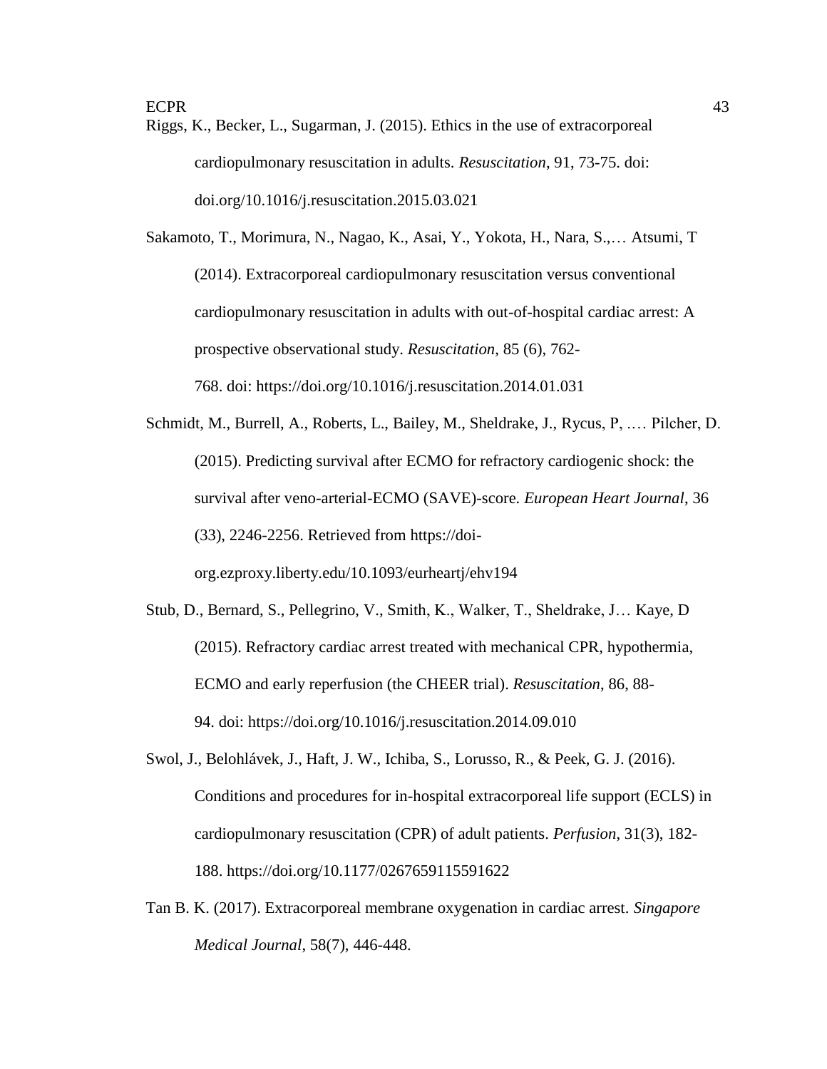Riggs, K., Becker, L., Sugarman, J. (2015). Ethics in the use of extracorporeal cardiopulmonary resuscitation in adults. *Resuscitation*, 91, 73-75. doi: doi.org/10.1016/j.resuscitation.2015.03.021

Sakamoto, T., Morimura, N., Nagao, K., Asai, Y., Yokota, H., Nara, S.,… Atsumi, T (2014). Extracorporeal cardiopulmonary resuscitation versus conventional cardiopulmonary resuscitation in adults with out-of-hospital cardiac arrest: A prospective observational study. *Resuscitation*, 85 (6), 762-768. doi: https://doi.org/10.1016/j.resuscitation.2014.01.031

Schmidt, M., Burrell, A., Roberts, L., Bailey, M., Sheldrake, J., Rycus, P, .… Pilcher, D. (2015). Predicting survival after ECMO for refractory cardiogenic shock: the survival after veno-arterial-ECMO (SAVE)-score. *European Heart Journal*, 36 (33), 2246-2256. Retrieved from https://doi-org.ezproxy.liberty.edu/10.1093/eurheartj/ehv194

Stub, D., Bernard, S., Pellegrino, V., Smith, K., Walker, T., Sheldrake, J… Kaye, D (2015). Refractory cardiac arrest treated with mechanical CPR, hypothermia, ECMO and early reperfusion (the CHEER trial). *Resuscitation*, 86, 88-94. doi: https://doi.org/10.1016/j.resuscitation.2014.09.010

Swol, J., Belohlávek, J., Haft, J. W., Ichiba, S., Lorusso, R., & Peek, G. J. (2016). Conditions and procedures for in-hospital extracorporeal life support (ECLS) in cardiopulmonary resuscitation (CPR) of adult patients. *Perfusion*, 31(3), 182-188. https://doi.org/10.1177/0267659115591622

Tan B. K. (2017). Extracorporeal membrane oxygenation in cardiac arrest. *Singapore Medical Journal*, 58(7), 446-448.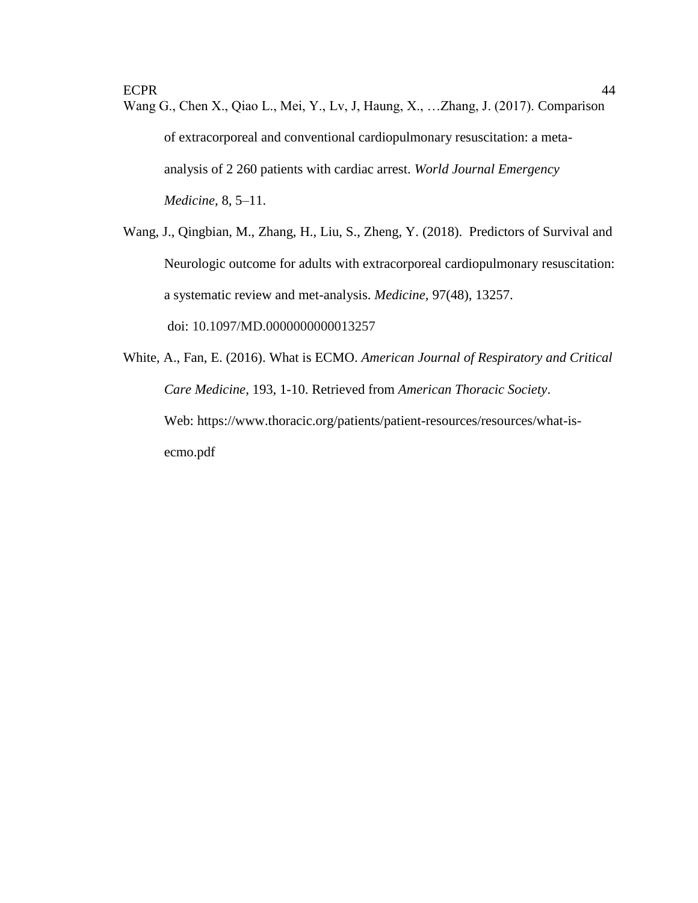Wang G., Chen X., Qiao L., Mei, Y., Lv, J, Haung, X., …Zhang, J. (2017). Comparison of extracorporeal and conventional cardiopulmonary resuscitation: a meta-analysis of 2 260 patients with cardiac arrest. *World Journal Emergency Medicine,* 8, 5–11.

Wang, J., Qingbian, M., Zhang, H., Liu, S., Zheng, Y. (2018). Predictors of Survival and Neurologic outcome for adults with extracorporeal cardiopulmonary resuscitation: a systematic review and met-analysis. *Medicine,* 97(48), 13257. doi: 10.1097/MD.0000000000013257

White, A., Fan, E. (2016). What is ECMO. *American Journal of Respiratory and Critical Care Medicine*, 193, 1-10. Retrieved from *American Thoracic Society*. Web: https://www.thoracic.org/patients/patient-resources/resources/what-is-ecmo.pdf